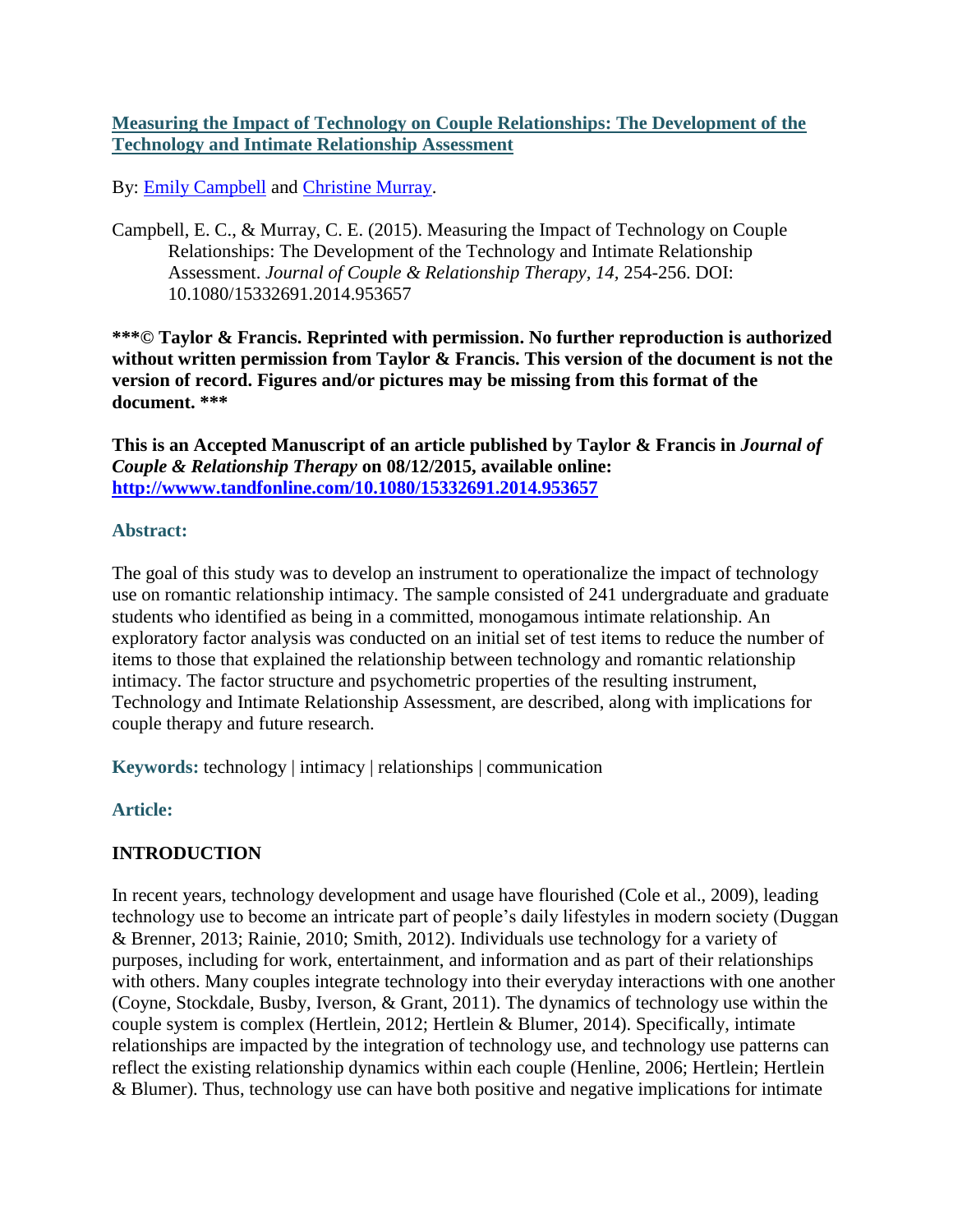# [Measuring the Impact of Technology on Couple Relationships: The Development of the Technology and Intimate Relationship Assessment](#)

By: [Emily Campbell](#) and [Christine Murray](#).

Campbell, E. C., & Murray, C. E. (2015). Measuring the Impact of Technology on Couple Relationships: The Development of the Technology and Intimate Relationship Assessment. *Journal of Couple & Relationship Therapy, 14,* 254-256. DOI: 10.1080/15332691.2014.953657

**\*\*\*© Taylor & Francis. Reprinted with permission. No further reproduction is authorized without written permission from Taylor & Francis. This version of the document is not the version of record. Figures and/or pictures may be missing from this format of the document. \*\*\***

**This is an Accepted Manuscript of an article published by Taylor & Francis in *Journal of Couple & Relationship Therapy* on 08/12/2015, available online: [http://wwww.tandfonline.com/10.1080/15332691.2014.953657](http://wwww.tandfonline.com/10.1080/15332691.2014.953657)**

### Abstract:

The goal of this study was to develop an instrument to operationalize the impact of technology use on romantic relationship intimacy. The sample consisted of 241 undergraduate and graduate students who identified as being in a committed, monogamous intimate relationship. An exploratory factor analysis was conducted on an initial set of test items to reduce the number of items to those that explained the relationship between technology and romantic relationship intimacy. The factor structure and psychometric properties of the resulting instrument, Technology and Intimate Relationship Assessment, are described, along with implications for couple therapy and future research.

**Keywords:** technology | intimacy | relationships | communication

### Article:

## INTRODUCTION

In recent years, technology development and usage have flourished (Cole et al., 2009), leading technology use to become an intricate part of people's daily lifestyles in modern society (Duggan & Brenner, 2013; Rainie, 2010; Smith, 2012). Individuals use technology for a variety of purposes, including for work, entertainment, and information and as part of their relationships with others. Many couples integrate technology into their everyday interactions with one another (Coyne, Stockdale, Busby, Iverson, & Grant, 2011). The dynamics of technology use within the couple system is complex (Hertlein, 2012; Hertlein & Blumer, 2014). Specifically, intimate relationships are impacted by the integration of technology use, and technology use patterns can reflect the existing relationship dynamics within each couple (Henline, 2006; Hertlein; Hertlein & Blumer). Thus, technology use can have both positive and negative implications for intimate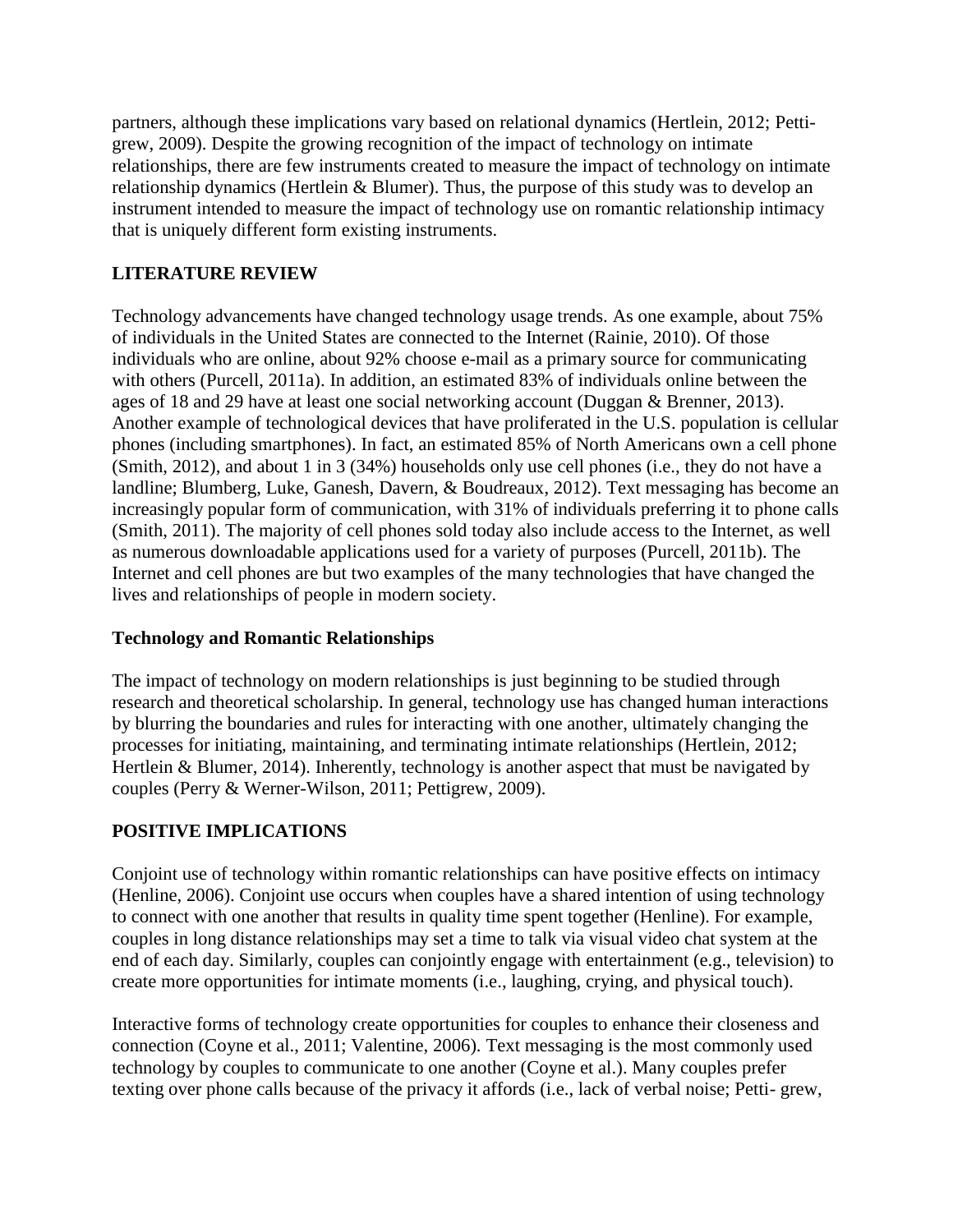partners, although these implications vary based on relational dynamics (Hertlein, 2012; Petti-grew, 2009). Despite the growing recognition of the impact of technology on intimate relationships, there are few instruments created to measure the impact of technology on intimate relationship dynamics (Hertlein & Blumer). Thus, the purpose of this study was to develop an instrument intended to measure the impact of technology use on romantic relationship intimacy that is uniquely different form existing instruments.

## LITERATURE REVIEW

Technology advancements have changed technology usage trends. As one example, about 75% of individuals in the United States are connected to the Internet (Rainie, 2010). Of those individuals who are online, about 92% choose e-mail as a primary source for communicating with others (Purcell, 2011a). In addition, an estimated 83% of individuals online between the ages of 18 and 29 have at least one social networking account (Duggan & Brenner, 2013). Another example of technological devices that have proliferated in the U.S. population is cellular phones (including smartphones). In fact, an estimated 85% of North Americans own a cell phone (Smith, 2012), and about 1 in 3 (34%) households only use cell phones (i.e., they do not have a landline; Blumberg, Luke, Ganesh, Davern, & Boudreaux, 2012). Text messaging has become an increasingly popular form of communication, with 31% of individuals preferring it to phone calls (Smith, 2011). The majority of cell phones sold today also include access to the Internet, as well as numerous downloadable applications used for a variety of purposes (Purcell, 2011b). The Internet and cell phones are but two examples of the many technologies that have changed the lives and relationships of people in modern society.

### Technology and Romantic Relationships

The impact of technology on modern relationships is just beginning to be studied through research and theoretical scholarship. In general, technology use has changed human interactions by blurring the boundaries and rules for interacting with one another, ultimately changing the processes for initiating, maintaining, and terminating intimate relationships (Hertlein, 2012; Hertlein & Blumer, 2014). Inherently, technology is another aspect that must be navigated by couples (Perry & Werner-Wilson, 2011; Pettigrew, 2009).

## POSITIVE IMPLICATIONS

Conjoint use of technology within romantic relationships can have positive effects on intimacy (Henline, 2006). Conjoint use occurs when couples have a shared intention of using technology to connect with one another that results in quality time spent together (Henline). For example, couples in long distance relationships may set a time to talk via visual video chat system at the end of each day. Similarly, couples can conjointly engage with entertainment (e.g., television) to create more opportunities for intimate moments (i.e., laughing, crying, and physical touch).

Interactive forms of technology create opportunities for couples to enhance their closeness and connection (Coyne et al., 2011; Valentine, 2006). Text messaging is the most commonly used technology by couples to communicate to one another (Coyne et al.). Many couples prefer texting over phone calls because of the privacy it affords (i.e., lack of verbal noise; Petti- grew,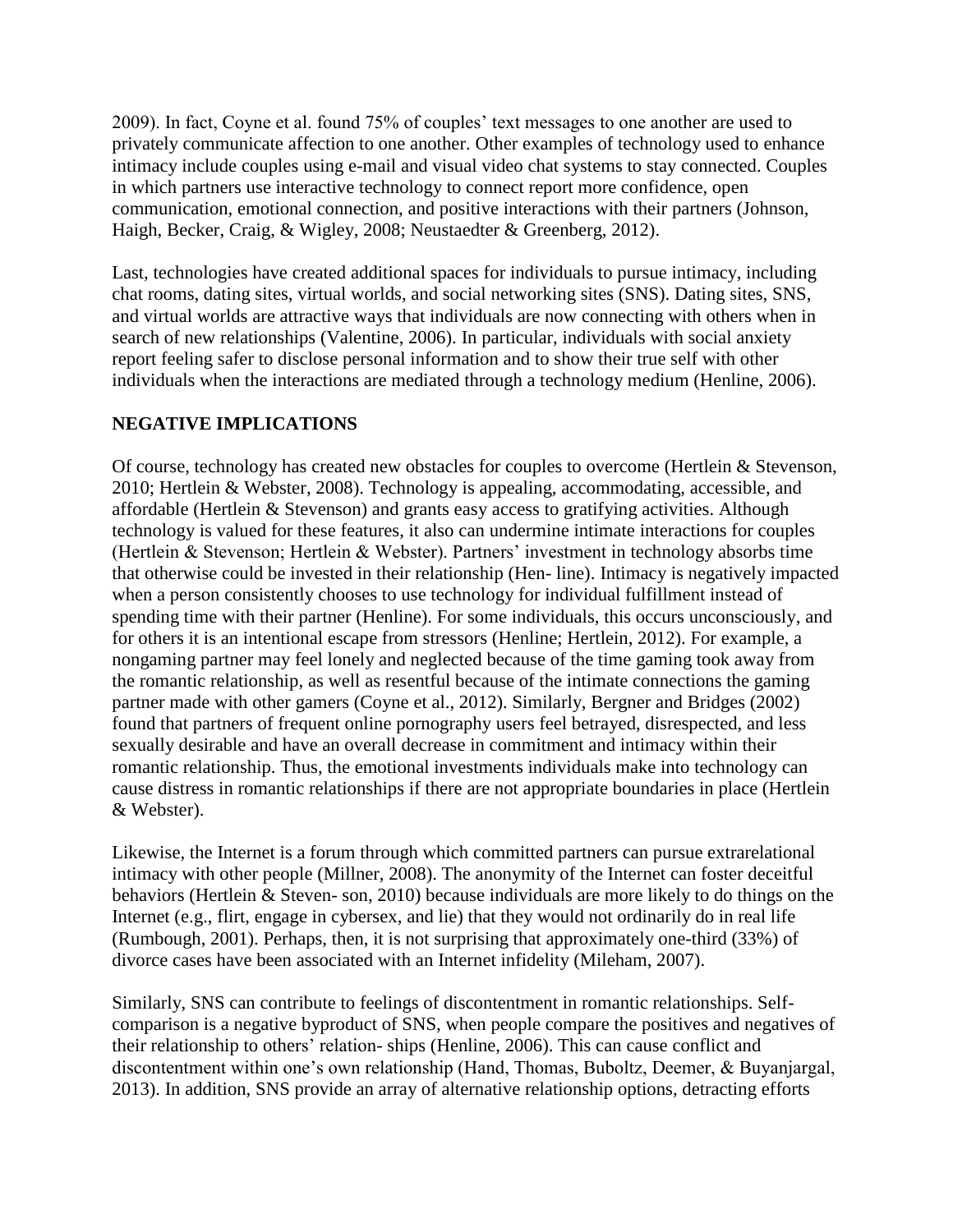2009). In fact, Coyne et al. found 75% of couples' text messages to one another are used to privately communicate affection to one another. Other examples of technology used to enhance intimacy include couples using e-mail and visual video chat systems to stay connected. Couples in which partners use interactive technology to connect report more confidence, open communication, emotional connection, and positive interactions with their partners (Johnson, Haigh, Becker, Craig, & Wigley, 2008; Neustaedter & Greenberg, 2012).

Last, technologies have created additional spaces for individuals to pursue intimacy, including chat rooms, dating sites, virtual worlds, and social networking sites (SNS). Dating sites, SNS, and virtual worlds are attractive ways that individuals are now connecting with others when in search of new relationships (Valentine, 2006). In particular, individuals with social anxiety report feeling safer to disclose personal information and to show their true self with other individuals when the interactions are mediated through a technology medium (Henline, 2006).

## NEGATIVE IMPLICATIONS

Of course, technology has created new obstacles for couples to overcome (Hertlein & Stevenson, 2010; Hertlein & Webster, 2008). Technology is appealing, accommodating, accessible, and affordable (Hertlein & Stevenson) and grants easy access to gratifying activities. Although technology is valued for these features, it also can undermine intimate interactions for couples (Hertlein & Stevenson; Hertlein & Webster). Partners' investment in technology absorbs time that otherwise could be invested in their relationship (Hen- line). Intimacy is negatively impacted when a person consistently chooses to use technology for individual fulfillment instead of spending time with their partner (Henline). For some individuals, this occurs unconsciously, and for others it is an intentional escape from stressors (Henline; Hertlein, 2012). For example, a nongaming partner may feel lonely and neglected because of the time gaming took away from the romantic relationship, as well as resentful because of the intimate connections the gaming partner made with other gamers (Coyne et al., 2012). Similarly, Bergner and Bridges (2002) found that partners of frequent online pornography users feel betrayed, disrespected, and less sexually desirable and have an overall decrease in commitment and intimacy within their romantic relationship. Thus, the emotional investments individuals make into technology can cause distress in romantic relationships if there are not appropriate boundaries in place (Hertlein & Webster).

Likewise, the Internet is a forum through which committed partners can pursue extrarelational intimacy with other people (Millner, 2008). The anonymity of the Internet can foster deceitful behaviors (Hertlein & Steven- son, 2010) because individuals are more likely to do things on the Internet (e.g., flirt, engage in cybersex, and lie) that they would not ordinarily do in real life (Rumbough, 2001). Perhaps, then, it is not surprising that approximately one-third (33%) of divorce cases have been associated with an Internet infidelity (Mileham, 2007).

Similarly, SNS can contribute to feelings of discontentment in romantic relationships. Self-comparison is a negative byproduct of SNS, when people compare the positives and negatives of their relationship to others' relation- ships (Henline, 2006). This can cause conflict and discontentment within one's own relationship (Hand, Thomas, Buboltz, Deemer, & Buyanjargal, 2013). In addition, SNS provide an array of alternative relationship options, detracting efforts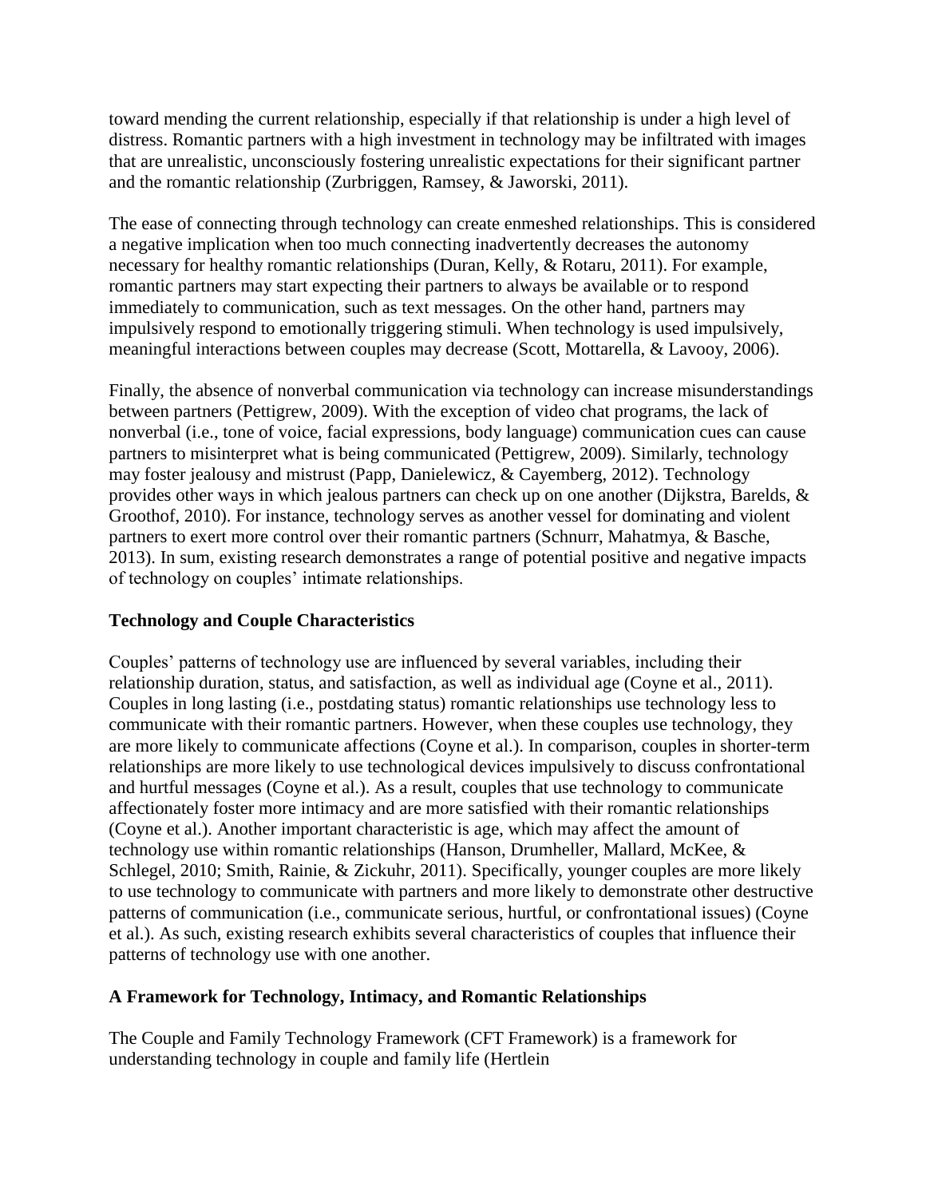toward mending the current relationship, especially if that relationship is under a high level of distress. Romantic partners with a high investment in technology may be infiltrated with images that are unrealistic, unconsciously fostering unrealistic expectations for their significant partner and the romantic relationship (Zurbriggen, Ramsey, & Jaworski, 2011).

The ease of connecting through technology can create enmeshed relationships. This is considered a negative implication when too much connecting inadvertently decreases the autonomy necessary for healthy romantic relationships (Duran, Kelly, & Rotaru, 2011). For example, romantic partners may start expecting their partners to always be available or to respond immediately to communication, such as text messages. On the other hand, partners may impulsively respond to emotionally triggering stimuli. When technology is used impulsively, meaningful interactions between couples may decrease (Scott, Mottarella, & Lavooy, 2006).

Finally, the absence of nonverbal communication via technology can increase misunderstandings between partners (Pettigrew, 2009). With the exception of video chat programs, the lack of nonverbal (i.e., tone of voice, facial expressions, body language) communication cues can cause partners to misinterpret what is being communicated (Pettigrew, 2009). Similarly, technology may foster jealousy and mistrust (Papp, Danielewicz, & Cayemberg, 2012). Technology provides other ways in which jealous partners can check up on one another (Dijkstra, Barelds, & Groothof, 2010). For instance, technology serves as another vessel for dominating and violent partners to exert more control over their romantic partners (Schnurr, Mahatmya, & Basche, 2013). In sum, existing research demonstrates a range of potential positive and negative impacts of technology on couples' intimate relationships.

## Technology and Couple Characteristics

Couples' patterns of technology use are influenced by several variables, including their relationship duration, status, and satisfaction, as well as individual age (Coyne et al., 2011). Couples in long lasting (i.e., postdating status) romantic relationships use technology less to communicate with their romantic partners. However, when these couples use technology, they are more likely to communicate affections (Coyne et al.). In comparison, couples in shorter-term relationships are more likely to use technological devices impulsively to discuss confrontational and hurtful messages (Coyne et al.). As a result, couples that use technology to communicate affectionately foster more intimacy and are more satisfied with their romantic relationships (Coyne et al.). Another important characteristic is age, which may affect the amount of technology use within romantic relationships (Hanson, Drumheller, Mallard, McKee, & Schlegel, 2010; Smith, Rainie, & Zickuhr, 2011). Specifically, younger couples are more likely to use technology to communicate with partners and more likely to demonstrate other destructive patterns of communication (i.e., communicate serious, hurtful, or confrontational issues) (Coyne et al.). As such, existing research exhibits several characteristics of couples that influence their patterns of technology use with one another.

## A Framework for Technology, Intimacy, and Romantic Relationships

The Couple and Family Technology Framework (CFT Framework) is a framework for understanding technology in couple and family life (Hertlein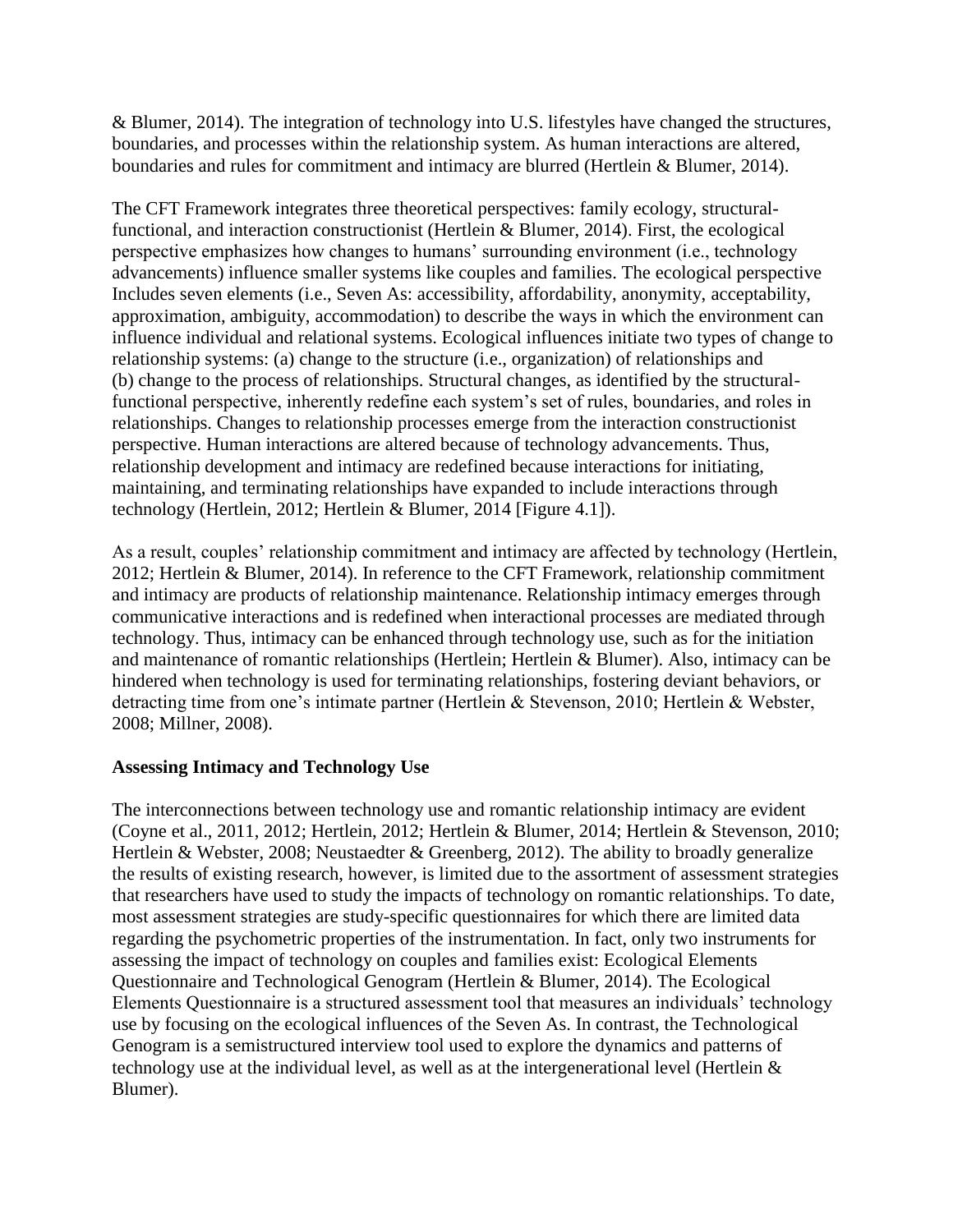& Blumer, 2014). The integration of technology into U.S. lifestyles have changed the structures, boundaries, and processes within the relationship system. As human interactions are altered, boundaries and rules for commitment and intimacy are blurred (Hertlein & Blumer, 2014).

The CFT Framework integrates three theoretical perspectives: family ecology, structural-functional, and interaction constructionist (Hertlein & Blumer, 2014). First, the ecological perspective emphasizes how changes to humans' surrounding environment (i.e., technology advancements) influence smaller systems like couples and families. The ecological perspective Includes seven elements (i.e., Seven As: accessibility, affordability, anonymity, acceptability, approximation, ambiguity, accommodation) to describe the ways in which the environment can influence individual and relational systems. Ecological influences initiate two types of change to relationship systems: (a) change to the structure (i.e., organization) of relationships and (b) change to the process of relationships. Structural changes, as identified by the structural-functional perspective, inherently redefine each system's set of rules, boundaries, and roles in relationships. Changes to relationship processes emerge from the interaction constructionist perspective. Human interactions are altered because of technology advancements. Thus, relationship development and intimacy are redefined because interactions for initiating, maintaining, and terminating relationships have expanded to include interactions through technology (Hertlein, 2012; Hertlein & Blumer, 2014 [Figure 4.1]).

As a result, couples' relationship commitment and intimacy are affected by technology (Hertlein, 2012; Hertlein & Blumer, 2014). In reference to the CFT Framework, relationship commitment and intimacy are products of relationship maintenance. Relationship intimacy emerges through communicative interactions and is redefined when interactional processes are mediated through technology. Thus, intimacy can be enhanced through technology use, such as for the initiation and maintenance of romantic relationships (Hertlein; Hertlein & Blumer). Also, intimacy can be hindered when technology is used for terminating relationships, fostering deviant behaviors, or detracting time from one's intimate partner (Hertlein & Stevenson, 2010; Hertlein & Webster, 2008; Millner, 2008).

**Assessing Intimacy and Technology Use**

The interconnections between technology use and romantic relationship intimacy are evident (Coyne et al., 2011, 2012; Hertlein, 2012; Hertlein & Blumer, 2014; Hertlein & Stevenson, 2010; Hertlein & Webster, 2008; Neustaedter & Greenberg, 2012). The ability to broadly generalize the results of existing research, however, is limited due to the assortment of assessment strategies that researchers have used to study the impacts of technology on romantic relationships. To date, most assessment strategies are study-specific questionnaires for which there are limited data regarding the psychometric properties of the instrumentation. In fact, only two instruments for assessing the impact of technology on couples and families exist: Ecological Elements Questionnaire and Technological Genogram (Hertlein & Blumer, 2014). The Ecological Elements Questionnaire is a structured assessment tool that measures an individuals' technology use by focusing on the ecological influences of the Seven As. In contrast, the Technological Genogram is a semistructured interview tool used to explore the dynamics and patterns of technology use at the individual level, as well as at the intergenerational level (Hertlein & Blumer).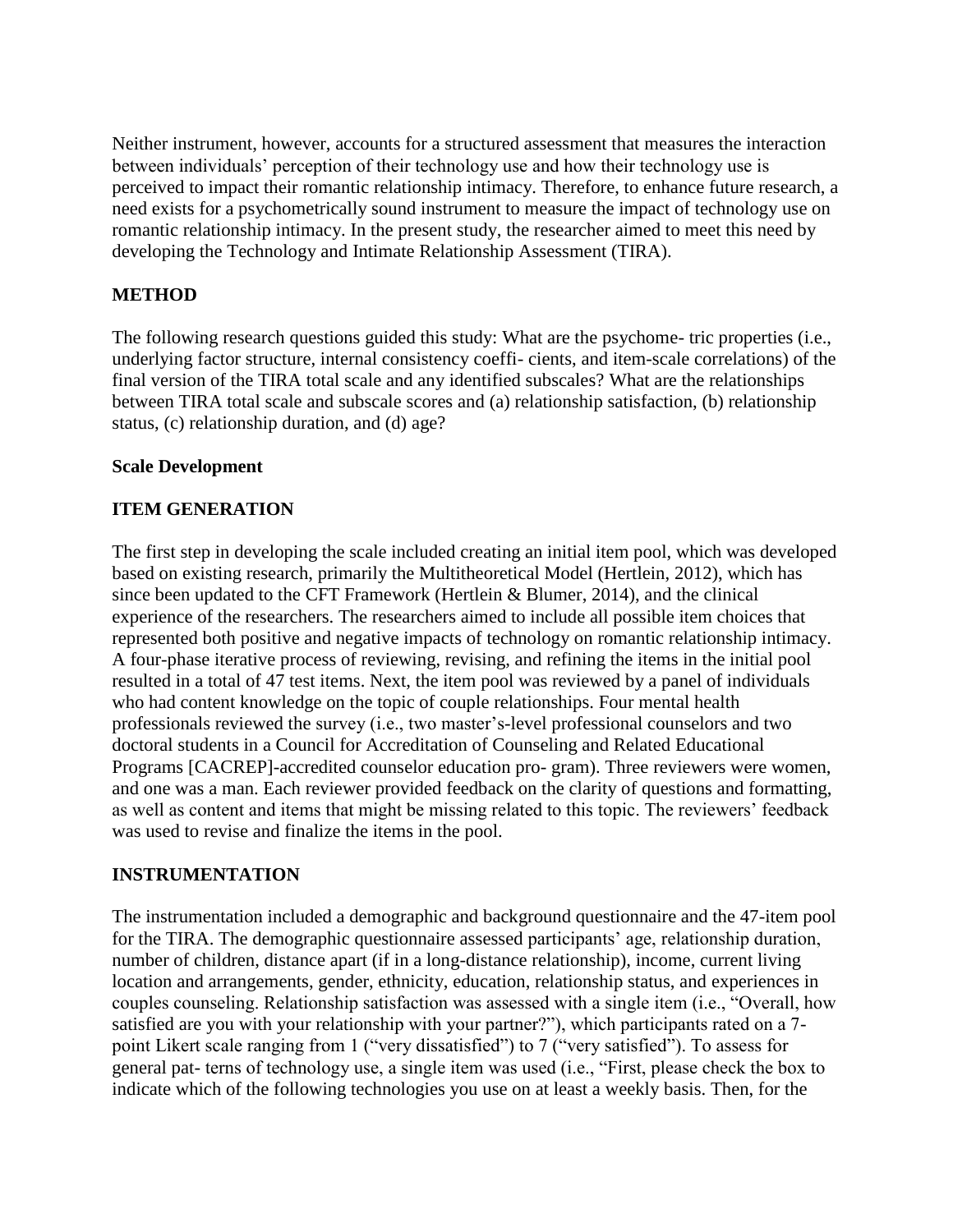Neither instrument, however, accounts for a structured assessment that measures the interaction between individuals' perception of their technology use and how their technology use is perceived to impact their romantic relationship intimacy. Therefore, to enhance future research, a need exists for a psychometrically sound instrument to measure the impact of technology use on romantic relationship intimacy. In the present study, the researcher aimed to meet this need by developing the Technology and Intimate Relationship Assessment (TIRA).

## METHOD

The following research questions guided this study: What are the psychome- tric properties (i.e., underlying factor structure, internal consistency coeffi- cients, and item-scale correlations) of the final version of the TIRA total scale and any identified subscales? What are the relationships between TIRA total scale and subscale scores and (a) relationship satisfaction, (b) relationship status, (c) relationship duration, and (d) age?

### Scale Development

### ITEM GENERATION

The first step in developing the scale included creating an initial item pool, which was developed based on existing research, primarily the Multitheoretical Model (Hertlein, 2012), which has since been updated to the CFT Framework (Hertlein & Blumer, 2014), and the clinical experience of the researchers. The researchers aimed to include all possible item choices that represented both positive and negative impacts of technology on romantic relationship intimacy. A four-phase iterative process of reviewing, revising, and refining the items in the initial pool resulted in a total of 47 test items. Next, the item pool was reviewed by a panel of individuals who had content knowledge on the topic of couple relationships. Four mental health professionals reviewed the survey (i.e., two master's-level professional counselors and two doctoral students in a Council for Accreditation of Counseling and Related Educational Programs [CACREP]-accredited counselor education pro- gram). Three reviewers were women, and one was a man. Each reviewer provided feedback on the clarity of questions and formatting, as well as content and items that might be missing related to this topic. The reviewers' feedback was used to revise and finalize the items in the pool.

### INSTRUMENTATION

The instrumentation included a demographic and background questionnaire and the 47-item pool for the TIRA. The demographic questionnaire assessed participants' age, relationship duration, number of children, distance apart (if in a long-distance relationship), income, current living location and arrangements, gender, ethnicity, education, relationship status, and experiences in couples counseling. Relationship satisfaction was assessed with a single item (i.e., "Overall, how satisfied are you with your relationship with your partner?"), which participants rated on a 7-point Likert scale ranging from 1 ("very dissatisfied") to 7 ("very satisfied"). To assess for general pat- terns of technology use, a single item was used (i.e., "First, please check the box to indicate which of the following technologies you use on at least a weekly basis. Then, for the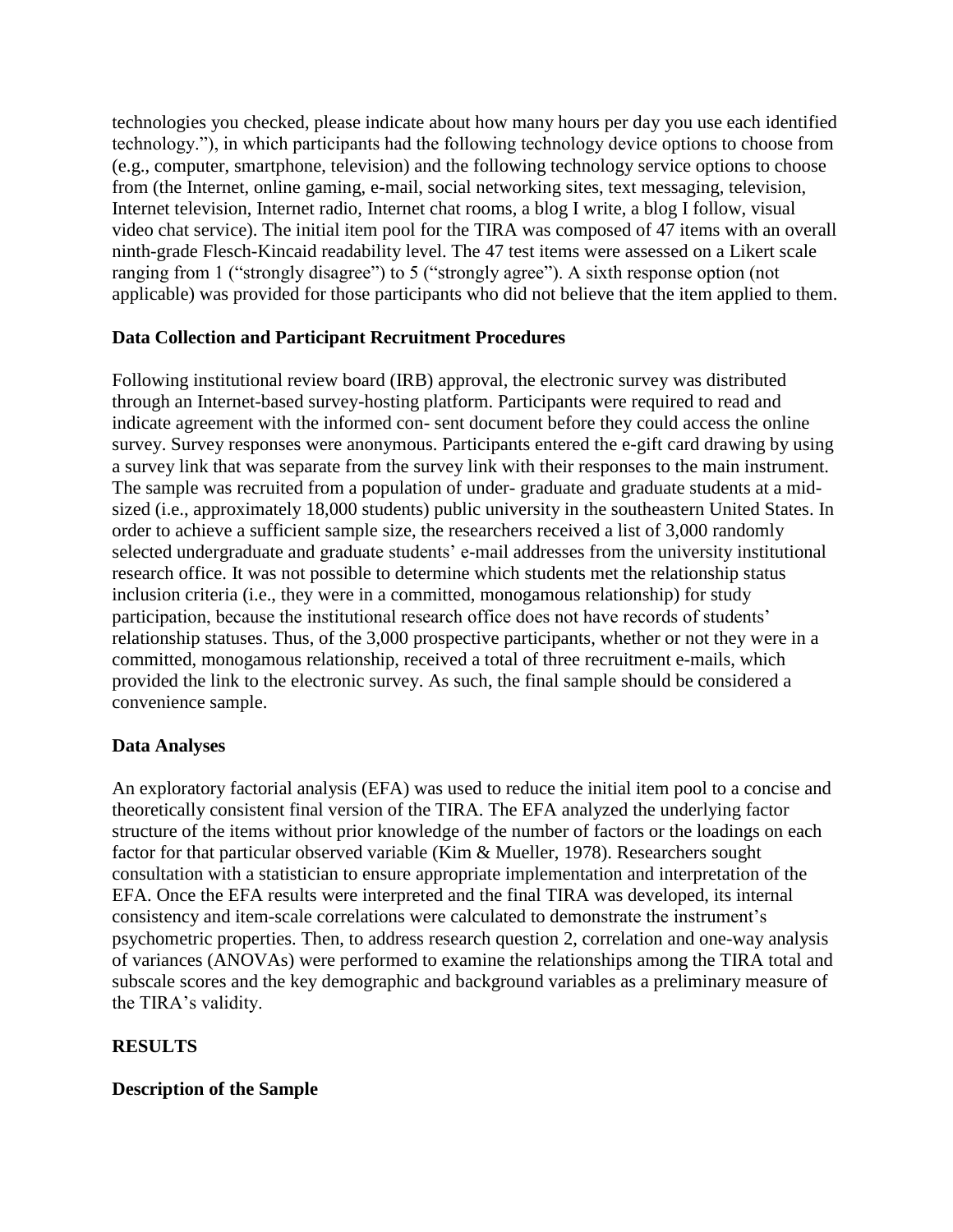technologies you checked, please indicate about how many hours per day you use each identified technology."), in which participants had the following technology device options to choose from (e.g., computer, smartphone, television) and the following technology service options to choose from (the Internet, online gaming, e-mail, social networking sites, text messaging, television, Internet television, Internet radio, Internet chat rooms, a blog I write, a blog I follow, visual video chat service). The initial item pool for the TIRA was composed of 47 items with an overall ninth-grade Flesch-Kincaid readability level. The 47 test items were assessed on a Likert scale ranging from 1 ("strongly disagree") to 5 ("strongly agree"). A sixth response option (not applicable) was provided for those participants who did not believe that the item applied to them.

### Data Collection and Participant Recruitment Procedures

Following institutional review board (IRB) approval, the electronic survey was distributed through an Internet-based survey-hosting platform. Participants were required to read and indicate agreement with the informed con- sent document before they could access the online survey. Survey responses were anonymous. Participants entered the e-gift card drawing by using a survey link that was separate from the survey link with their responses to the main instrument. The sample was recruited from a population of under- graduate and graduate students at a mid-sized (i.e., approximately 18,000 students) public university in the southeastern United States. In order to achieve a sufficient sample size, the researchers received a list of 3,000 randomly selected undergraduate and graduate students' e-mail addresses from the university institutional research office. It was not possible to determine which students met the relationship status inclusion criteria (i.e., they were in a committed, monogamous relationship) for study participation, because the institutional research office does not have records of students' relationship statuses. Thus, of the 3,000 prospective participants, whether or not they were in a committed, monogamous relationship, received a total of three recruitment e-mails, which provided the link to the electronic survey. As such, the final sample should be considered a convenience sample.

### Data Analyses

An exploratory factorial analysis (EFA) was used to reduce the initial item pool to a concise and theoretically consistent final version of the TIRA. The EFA analyzed the underlying factor structure of the items without prior knowledge of the number of factors or the loadings on each factor for that particular observed variable (Kim & Mueller, 1978). Researchers sought consultation with a statistician to ensure appropriate implementation and interpretation of the EFA. Once the EFA results were interpreted and the final TIRA was developed, its internal consistency and item-scale correlations were calculated to demonstrate the instrument's psychometric properties. Then, to address research question 2, correlation and one-way analysis of variances (ANOVAs) were performed to examine the relationships among the TIRA total and subscale scores and the key demographic and background variables as a preliminary measure of the TIRA's validity.

## RESULTS

### Description of the Sample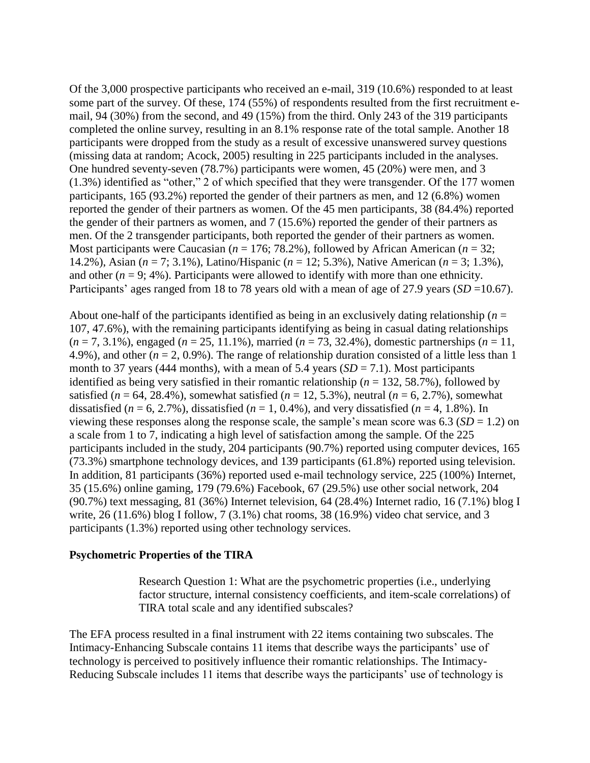Of the 3,000 prospective participants who received an e-mail, 319 (10.6%) responded to at least some part of the survey. Of these, 174 (55%) of respondents resulted from the first recruitment e-mail, 94 (30%) from the second, and 49 (15%) from the third. Only 243 of the 319 participants completed the online survey, resulting in an 8.1% response rate of the total sample. Another 18 participants were dropped from the study as a result of excessive unanswered survey questions (missing data at random; Acock, 2005) resulting in 225 participants included in the analyses. One hundred seventy-seven (78.7%) participants were women, 45 (20%) were men, and 3 (1.3%) identified as "other," 2 of which specified that they were transgender. Of the 177 women participants, 165 (93.2%) reported the gender of their partners as men, and 12 (6.8%) women reported the gender of their partners as women. Of the 45 men participants, 38 (84.4%) reported the gender of their partners as women, and 7 (15.6%) reported the gender of their partners as men. Of the 2 transgender participants, both reported the gender of their partners as women. Most participants were Caucasian ($n$ = 176; 78.2%), followed by African American ($n$ = 32; 14.2%), Asian ($n$ = 7; 3.1%), Latino/Hispanic ($n$ = 12; 5.3%), Native American ($n$ = 3; 1.3%), and other ($n$ = 9; 4%). Participants were allowed to identify with more than one ethnicity. Participants' ages ranged from 18 to 78 years old with a mean of age of 27.9 years ($SD$ =10.67).

About one-half of the participants identified as being in an exclusively dating relationship ($n$ = 107, 47.6%), with the remaining participants identifying as being in casual dating relationships ($n$ = 7, 3.1%), engaged ($n$ = 25, 11.1%), married ($n$ = 73, 32.4%), domestic partnerships ($n$ = 11, 4.9%), and other ($n$ = 2, 0.9%). The range of relationship duration consisted of a little less than 1 month to 37 years (444 months), with a mean of 5.4 years ($SD$ = 7.1). Most participants identified as being very satisfied in their romantic relationship ($n$ = 132, 58.7%), followed by satisfied ($n$ = 64, 28.4%), somewhat satisfied ($n$ = 12, 5.3%), neutral ($n$ = 6, 2.7%), somewhat dissatisfied ($n$ = 6, 2.7%), dissatisfied ($n$ = 1, 0.4%), and very dissatisfied ($n$ = 4, 1.8%). In viewing these responses along the response scale, the sample's mean score was 6.3 ($SD$ = 1.2) on a scale from 1 to 7, indicating a high level of satisfaction among the sample. Of the 225 participants included in the study, 204 participants (90.7%) reported using computer devices, 165 (73.3%) smartphone technology devices, and 139 participants (61.8%) reported using television. In addition, 81 participants (36%) reported used e-mail technology service, 225 (100%) Internet, 35 (15.6%) online gaming, 179 (79.6%) Facebook, 67 (29.5%) use other social network, 204 (90.7%) text messaging, 81 (36%) Internet television, 64 (28.4%) Internet radio, 16 (7.1%) blog I write, 26 (11.6%) blog I follow, 7 (3.1%) chat rooms, 38 (16.9%) video chat service, and 3 participants (1.3%) reported using other technology services.

**Psychometric Properties of the TIRA**

> Research Question 1: What are the psychometric properties (i.e., underlying factor structure, internal consistency coefficients, and item-scale correlations) of TIRA total scale and any identified subscales?

The EFA process resulted in a final instrument with 22 items containing two subscales. The Intimacy-Enhancing Subscale contains 11 items that describe ways the participants' use of technology is perceived to positively influence their romantic relationships. The Intimacy-Reducing Subscale includes 11 items that describe ways the participants' use of technology is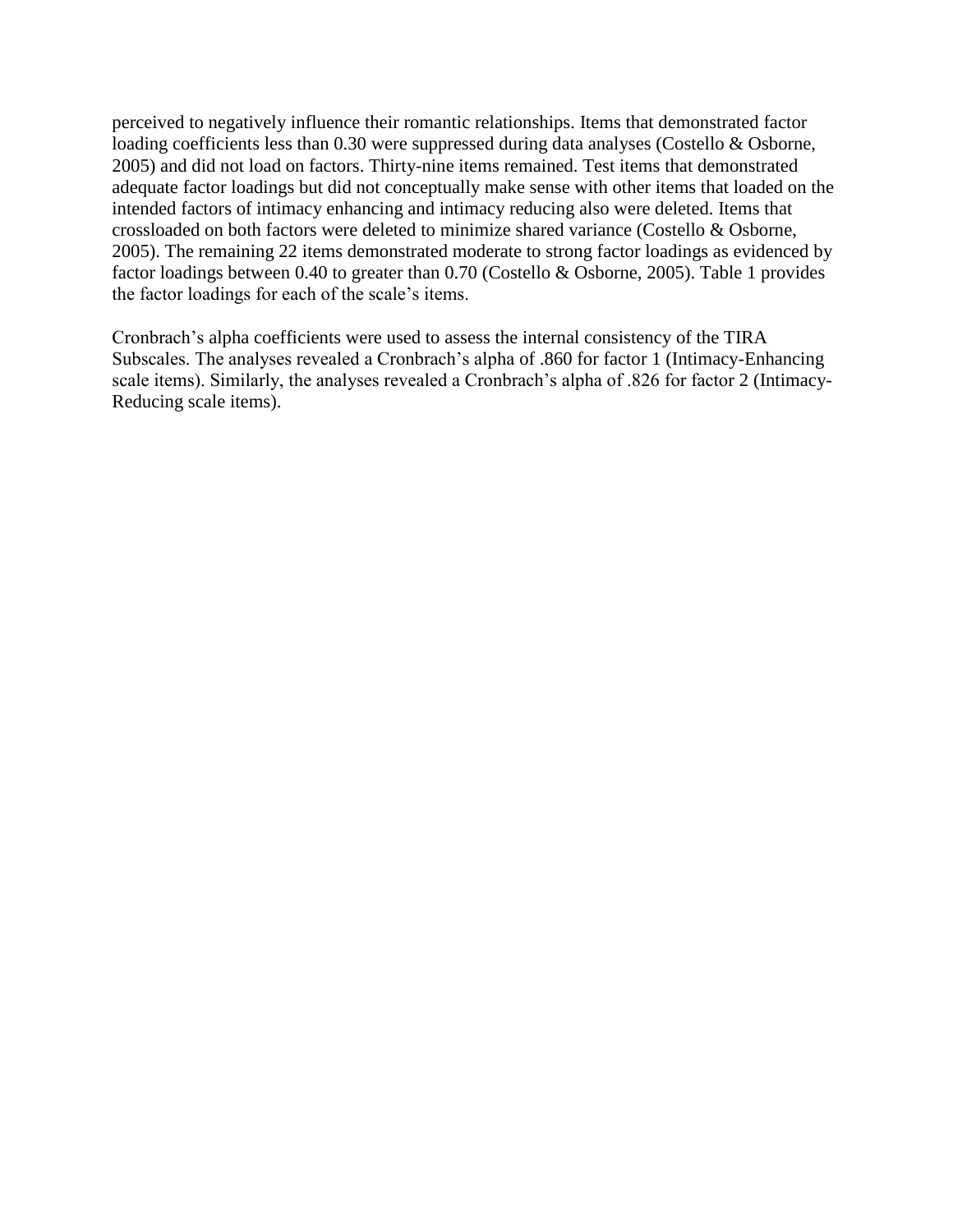perceived to negatively influence their romantic relationships. Items that demonstrated factor loading coefficients less than 0.30 were suppressed during data analyses (Costello & Osborne, 2005) and did not load on factors. Thirty-nine items remained. Test items that demonstrated adequate factor loadings but did not conceptually make sense with other items that loaded on the intended factors of intimacy enhancing and intimacy reducing also were deleted. Items that crossloaded on both factors were deleted to minimize shared variance (Costello & Osborne, 2005). The remaining 22 items demonstrated moderate to strong factor loadings as evidenced by factor loadings between 0.40 to greater than 0.70 (Costello & Osborne, 2005). Table 1 provides the factor loadings for each of the scale's items.

Cronbrach's alpha coefficients were used to assess the internal consistency of the TIRA Subscales. The analyses revealed a Cronbrach's alpha of .860 for factor 1 (Intimacy-Enhancing scale items). Similarly, the analyses revealed a Cronbrach's alpha of .826 for factor 2 (Intimacy-Reducing scale items).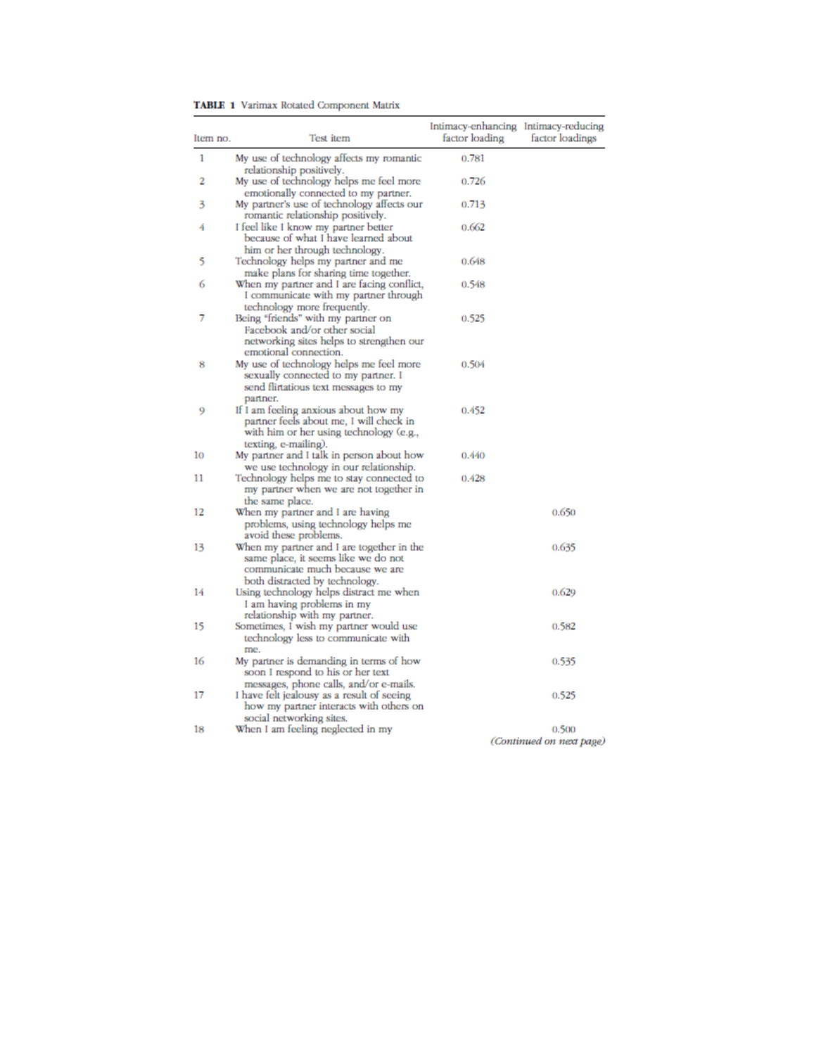**TABLE 1** Varimax Rotated Component Matrix

| Item no. | Test item | Intimacy-enhancing factor loading | Intimacy-reducing factor loadings |
|---|---|---|---|
| 1 | My use of technology affects my romantic relationship positively. | 0.781 | |
| 2 | My use of technology helps me feel more emotionally connected to my partner. | 0.726 | |
| 3 | My partner's use of technology affects our romantic relationship positively. | 0.713 | |
| 4 | I feel like I know my partner better because of what I have learned about him or her through technology. | 0.662 | |
| 5 | Technology helps my partner and me make plans for sharing time together. | 0.648 | |
| 6 | When my partner and I are facing conflict, I communicate with my partner through technology more frequently. | 0.548 | |
| 7 | Being "friends" with my partner on Facebook and/or other social networking sites helps to strengthen our emotional connection. | 0.525 | |
| 8 | My use of technology helps me feel more sexually connected to my partner. I send flirtatious text messages to my partner. | 0.504 | |
| 9 | If I am feeling anxious about how my partner feels about me, I will check in with him or her using technology (e.g., texting, e-mailing). | 0.452 | |
| 10 | My partner and I talk in person about how we use technology in our relationship. | 0.440 | |
| 11 | Technology helps me to stay connected to my partner when we are not together in the same place. | 0.428 | |
| 12 | When my partner and I are having problems, using technology helps me avoid these problems. | | 0.650 |
| 13 | When my partner and I are together in the same place, it seems like we do not communicate much because we are both distracted by technology. | | 0.635 |
| 14 | Using technology helps distract me when I am having problems in my relationship with my partner. | | 0.629 |
| 15 | Sometimes, I wish my partner would use technology less to communicate with me. | | 0.582 |
| 16 | My partner is demanding in terms of how soon I respond to his or her text messages, phone calls, and/or e-mails. | | 0.535 |
| 17 | I have felt jealousy as a result of seeing how my partner interacts with others on social networking sites. | | 0.525 |
| 18 | When I am feeling neglected in my | | 0.500 |

*(Continued on next page)*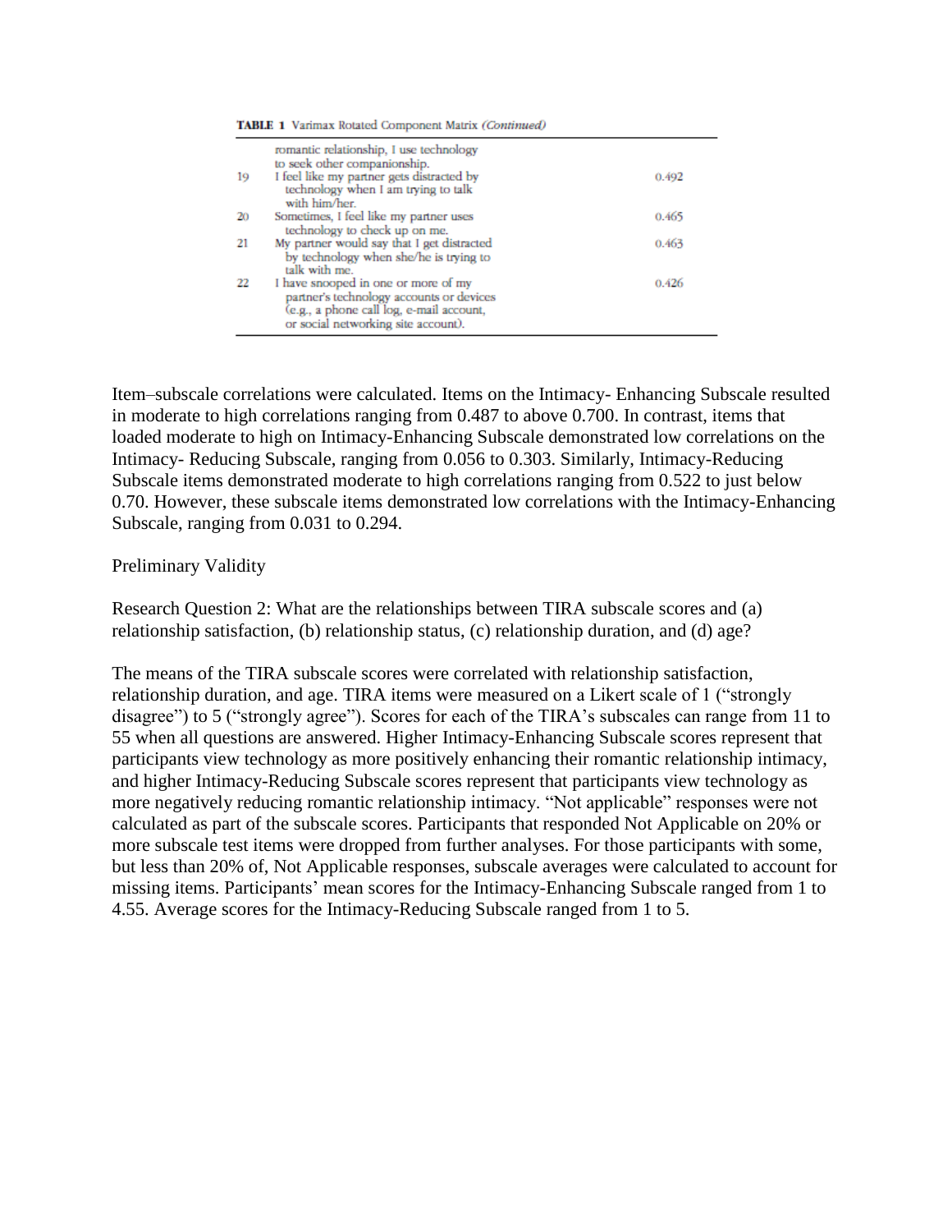**TABLE 1** Varimax Rotated Component Matrix *(Continued)*

| | | |
|---|---|---|
| | romantic relationship, I use technology to seek other companionship. | |
| 19 | I feel like my partner gets distracted by technology when I am trying to talk with him/her. | 0.492 |
| 20 | Sometimes, I feel like my partner uses technology to check up on me. | 0.465 |
| 21 | My partner would say that I get distracted by technology when she/he is trying to talk with me. | 0.463 |
| 22 | I have snooped in one or more of my partner's technology accounts or devices (e.g., a phone call log, e-mail account, or social networking site account). | 0.426 |

Item–subscale correlations were calculated. Items on the Intimacy- Enhancing Subscale resulted in moderate to high correlations ranging from 0.487 to above 0.700. In contrast, items that loaded moderate to high on Intimacy-Enhancing Subscale demonstrated low correlations on the Intimacy- Reducing Subscale, ranging from 0.056 to 0.303. Similarly, Intimacy-Reducing Subscale items demonstrated moderate to high correlations ranging from 0.522 to just below 0.70. However, these subscale items demonstrated low correlations with the Intimacy-Enhancing Subscale, ranging from 0.031 to 0.294.

## Preliminary Validity

Research Question 2: What are the relationships between TIRA subscale scores and (a) relationship satisfaction, (b) relationship status, (c) relationship duration, and (d) age?

The means of the TIRA subscale scores were correlated with relationship satisfaction, relationship duration, and age. TIRA items were measured on a Likert scale of 1 ("strongly disagree") to 5 ("strongly agree"). Scores for each of the TIRA's subscales can range from 11 to 55 when all questions are answered. Higher Intimacy-Enhancing Subscale scores represent that participants view technology as more positively enhancing their romantic relationship intimacy, and higher Intimacy-Reducing Subscale scores represent that participants view technology as more negatively reducing romantic relationship intimacy. "Not applicable" responses were not calculated as part of the subscale scores. Participants that responded Not Applicable on 20% or more subscale test items were dropped from further analyses. For those participants with some, but less than 20% of, Not Applicable responses, subscale averages were calculated to account for missing items. Participants' mean scores for the Intimacy-Enhancing Subscale ranged from 1 to 4.55. Average scores for the Intimacy-Reducing Subscale ranged from 1 to 5.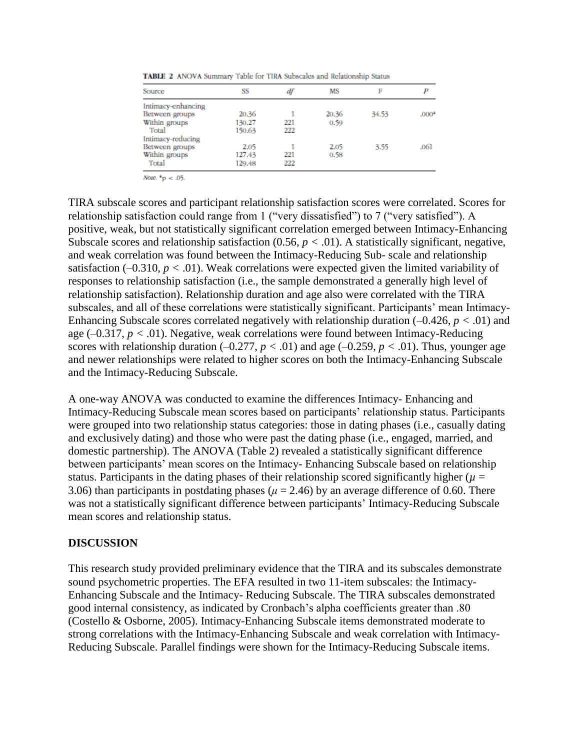**TABLE 2** ANOVA Summary Table for TIRA Subscales and Relationship Status

| Source | SS | df | MS | F | P |
|---|---|---|---|---|---|
| Intimacy-enhancing | | | | | |
| Between groups | 20.36 | 1 | 20.36 | 34.53 | .000[a] |
| Within groups | 130.27 | 221 | 0.59 | | |
| Total | 150.63 | 222 | | | |
| Intimacy-reducing | | | | | |
| Between groups | 2.05 | 1 | 2.05 | 3.55 | .061 |
| Within groups | 127.43 | 221 | 0.58 | | |
| Total | 129.48 | 222 | | | |

*Note.* [a]$p < .05$.

TIRA subscale scores and participant relationship satisfaction scores were correlated. Scores for relationship satisfaction could range from 1 ("very dissatisfied") to 7 ("very satisfied"). A positive, weak, but not statistically significant correlation emerged between Intimacy-Enhancing Subscale scores and relationship satisfaction (0.56, $p < .01$). A statistically significant, negative, and weak correlation was found between the Intimacy-Reducing Sub- scale and relationship satisfaction (–0.310, $p < .01$). Weak correlations were expected given the limited variability of responses to relationship satisfaction (i.e., the sample demonstrated a generally high level of relationship satisfaction). Relationship duration and age also were correlated with the TIRA subscales, and all of these correlations were statistically significant. Participants' mean Intimacy-Enhancing Subscale scores correlated negatively with relationship duration (–0.426, $p < .01$) and age (–0.317, $p < .01$). Negative, weak correlations were found between Intimacy-Reducing scores with relationship duration (–0.277, $p < .01$) and age (–0.259, $p < .01$). Thus, younger age and newer relationships were related to higher scores on both the Intimacy-Enhancing Subscale and the Intimacy-Reducing Subscale.

A one-way ANOVA was conducted to examine the differences Intimacy- Enhancing and Intimacy-Reducing Subscale mean scores based on participants' relationship status. Participants were grouped into two relationship status categories: those in dating phases (i.e., casually dating and exclusively dating) and those who were past the dating phase (i.e., engaged, married, and domestic partnership). The ANOVA (Table 2) revealed a statistically significant difference between participants' mean scores on the Intimacy- Enhancing Subscale based on relationship status. Participants in the dating phases of their relationship scored significantly higher ($\mu$ = 3.06) than participants in postdating phases ($\mu$ = 2.46) by an average difference of 0.60. There was not a statistically significant difference between participants' Intimacy-Reducing Subscale mean scores and relationship status.

## DISCUSSION

This research study provided preliminary evidence that the TIRA and its subscales demonstrate sound psychometric properties. The EFA resulted in two 11-item subscales: the Intimacy-Enhancing Subscale and the Intimacy- Reducing Subscale. The TIRA subscales demonstrated good internal consistency, as indicated by Cronbach's alpha coefficients greater than .80 (Costello & Osborne, 2005). Intimacy-Enhancing Subscale items demonstrated moderate to strong correlations with the Intimacy-Enhancing Subscale and weak correlation with Intimacy-Reducing Subscale. Parallel findings were shown for the Intimacy-Reducing Subscale items.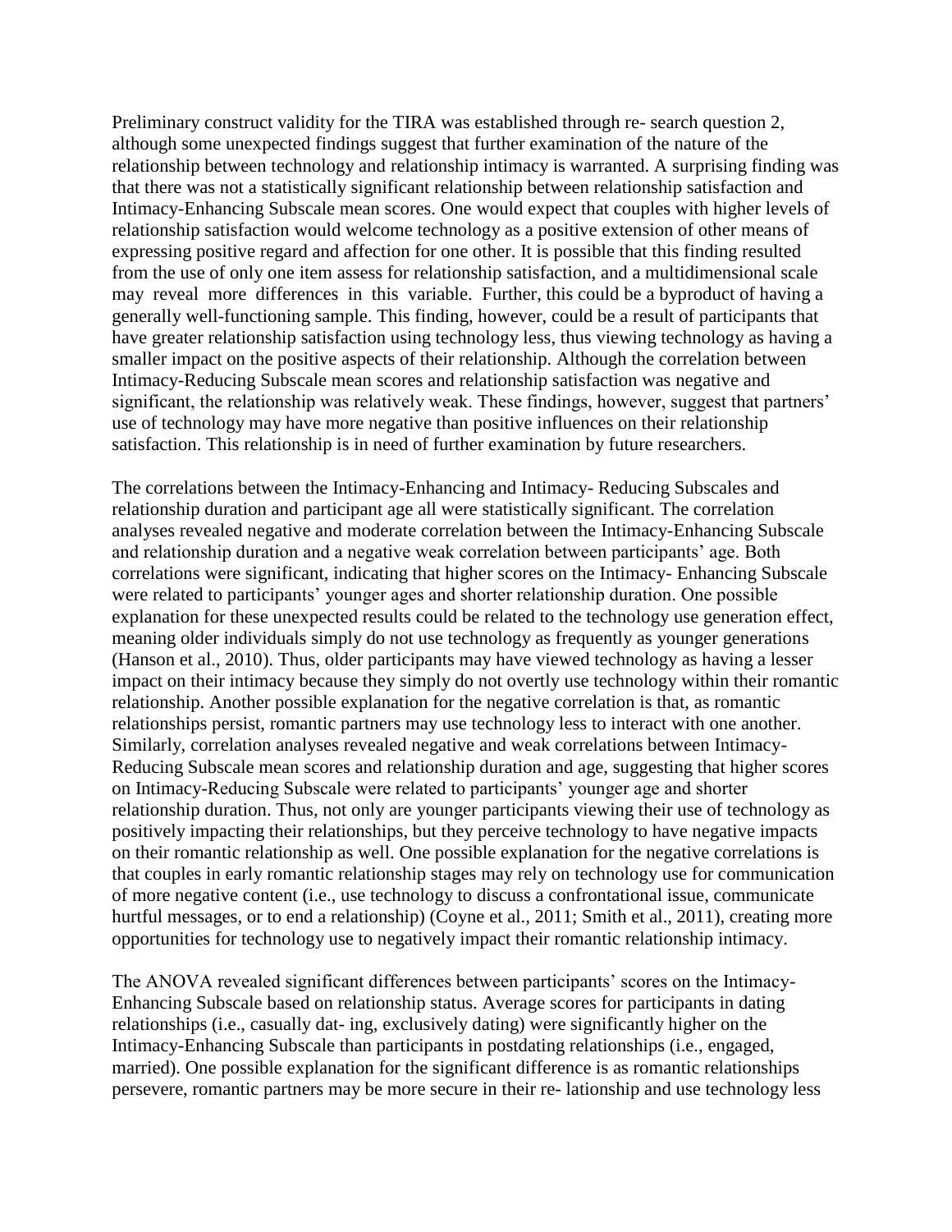Preliminary construct validity for the TIRA was established through re- search question 2, although some unexpected findings suggest that further examination of the nature of the relationship between technology and relationship intimacy is warranted. A surprising finding was that there was not a statistically significant relationship between relationship satisfaction and Intimacy-Enhancing Subscale mean scores. One would expect that couples with higher levels of relationship satisfaction would welcome technology as a positive extension of other means of expressing positive regard and affection for one other. It is possible that this finding resulted from the use of only one item assess for relationship satisfaction, and a multidimensional scale may reveal more differences in this variable. Further, this could be a byproduct of having a generally well-functioning sample. This finding, however, could be a result of participants that have greater relationship satisfaction using technology less, thus viewing technology as having a smaller impact on the positive aspects of their relationship. Although the correlation between Intimacy-Reducing Subscale mean scores and relationship satisfaction was negative and significant, the relationship was relatively weak. These findings, however, suggest that partners' use of technology may have more negative than positive influences on their relationship satisfaction. This relationship is in need of further examination by future researchers.

The correlations between the Intimacy-Enhancing and Intimacy- Reducing Subscales and relationship duration and participant age all were statistically significant. The correlation analyses revealed negative and moderate correlation between the Intimacy-Enhancing Subscale and relationship duration and a negative weak correlation between participants' age. Both correlations were significant, indicating that higher scores on the Intimacy- Enhancing Subscale were related to participants' younger ages and shorter relationship duration. One possible explanation for these unexpected results could be related to the technology use generation effect, meaning older individuals simply do not use technology as frequently as younger generations (Hanson et al., 2010). Thus, older participants may have viewed technology as having a lesser impact on their intimacy because they simply do not overtly use technology within their romantic relationship. Another possible explanation for the negative correlation is that, as romantic relationships persist, romantic partners may use technology less to interact with one another. Similarly, correlation analyses revealed negative and weak correlations between Intimacy-Reducing Subscale mean scores and relationship duration and age, suggesting that higher scores on Intimacy-Reducing Subscale were related to participants' younger age and shorter relationship duration. Thus, not only are younger participants viewing their use of technology as positively impacting their relationships, but they perceive technology to have negative impacts on their romantic relationship as well. One possible explanation for the negative correlations is that couples in early romantic relationship stages may rely on technology use for communication of more negative content (i.e., use technology to discuss a confrontational issue, communicate hurtful messages, or to end a relationship) (Coyne et al., 2011; Smith et al., 2011), creating more opportunities for technology use to negatively impact their romantic relationship intimacy.

The ANOVA revealed significant differences between participants' scores on the Intimacy-Enhancing Subscale based on relationship status. Average scores for participants in dating relationships (i.e., casually dat- ing, exclusively dating) were significantly higher on the Intimacy-Enhancing Subscale than participants in postdating relationships (i.e., engaged, married). One possible explanation for the significant difference is as romantic relationships persevere, romantic partners may be more secure in their re- lationship and use technology less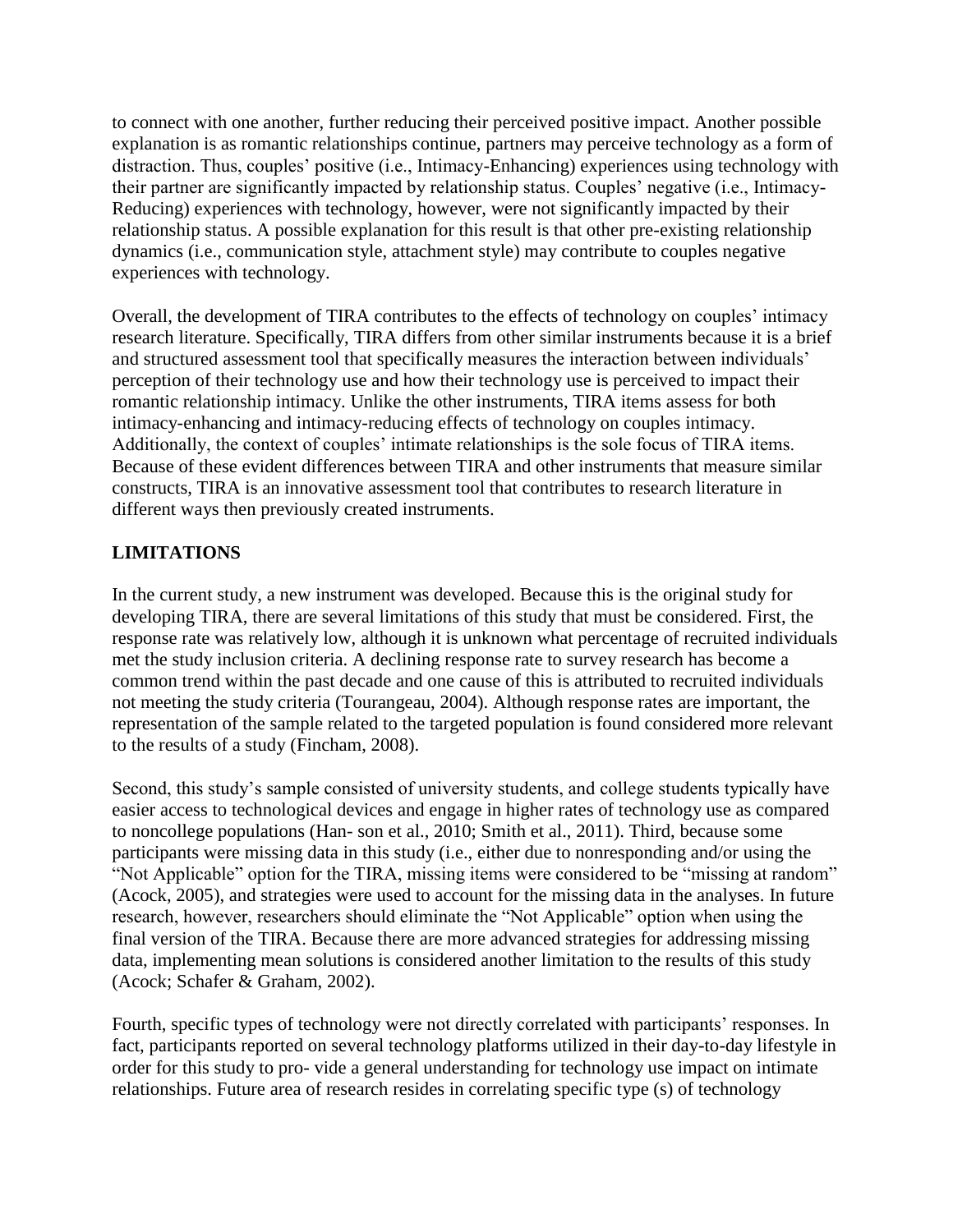to connect with one another, further reducing their perceived positive impact. Another possible explanation is as romantic relationships continue, partners may perceive technology as a form of distraction. Thus, couples' positive (i.e., Intimacy-Enhancing) experiences using technology with their partner are significantly impacted by relationship status. Couples' negative (i.e., Intimacy-Reducing) experiences with technology, however, were not significantly impacted by their relationship status. A possible explanation for this result is that other pre-existing relationship dynamics (i.e., communication style, attachment style) may contribute to couples negative experiences with technology.

Overall, the development of TIRA contributes to the effects of technology on couples' intimacy research literature. Specifically, TIRA differs from other similar instruments because it is a brief and structured assessment tool that specifically measures the interaction between individuals' perception of their technology use and how their technology use is perceived to impact their romantic relationship intimacy. Unlike the other instruments, TIRA items assess for both intimacy-enhancing and intimacy-reducing effects of technology on couples intimacy. Additionally, the context of couples' intimate relationships is the sole focus of TIRA items. Because of these evident differences between TIRA and other instruments that measure similar constructs, TIRA is an innovative assessment tool that contributes to research literature in different ways then previously created instruments.

## LIMITATIONS

In the current study, a new instrument was developed. Because this is the original study for developing TIRA, there are several limitations of this study that must be considered. First, the response rate was relatively low, although it is unknown what percentage of recruited individuals met the study inclusion criteria. A declining response rate to survey research has become a common trend within the past decade and one cause of this is attributed to recruited individuals not meeting the study criteria (Tourangeau, 2004). Although response rates are important, the representation of the sample related to the targeted population is found considered more relevant to the results of a study (Fincham, 2008).

Second, this study's sample consisted of university students, and college students typically have easier access to technological devices and engage in higher rates of technology use as compared to noncollege populations (Han- son et al., 2010; Smith et al., 2011). Third, because some participants were missing data in this study (i.e., either due to nonresponding and/or using the "Not Applicable" option for the TIRA, missing items were considered to be "missing at random" (Acock, 2005), and strategies were used to account for the missing data in the analyses. In future research, however, researchers should eliminate the "Not Applicable" option when using the final version of the TIRA. Because there are more advanced strategies for addressing missing data, implementing mean solutions is considered another limitation to the results of this study (Acock; Schafer & Graham, 2002).

Fourth, specific types of technology were not directly correlated with participants' responses. In fact, participants reported on several technology platforms utilized in their day-to-day lifestyle in order for this study to pro- vide a general understanding for technology use impact on intimate relationships. Future area of research resides in correlating specific type (s) of technology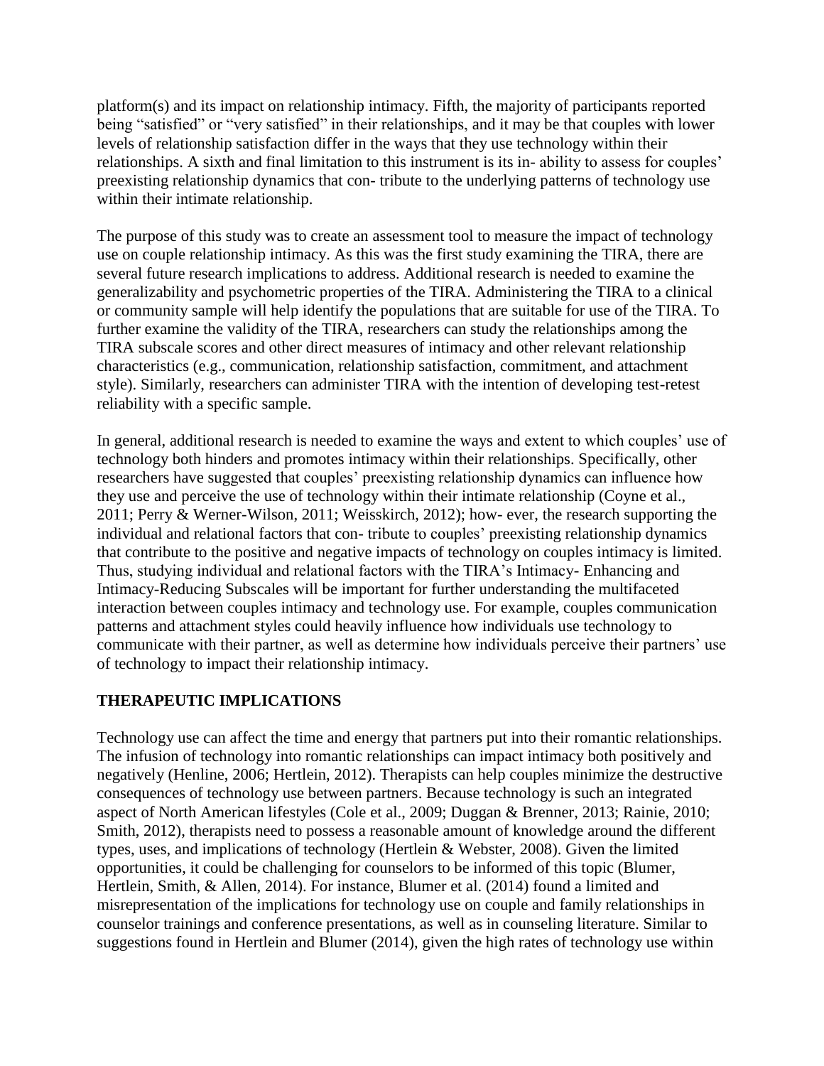platform(s) and its impact on relationship intimacy. Fifth, the majority of participants reported being "satisfied" or "very satisfied" in their relationships, and it may be that couples with lower levels of relationship satisfaction differ in the ways that they use technology within their relationships. A sixth and final limitation to this instrument is its in- ability to assess for couples' preexisting relationship dynamics that con- tribute to the underlying patterns of technology use within their intimate relationship.

The purpose of this study was to create an assessment tool to measure the impact of technology use on couple relationship intimacy. As this was the first study examining the TIRA, there are several future research implications to address. Additional research is needed to examine the generalizability and psychometric properties of the TIRA. Administering the TIRA to a clinical or community sample will help identify the populations that are suitable for use of the TIRA. To further examine the validity of the TIRA, researchers can study the relationships among the TIRA subscale scores and other direct measures of intimacy and other relevant relationship characteristics (e.g., communication, relationship satisfaction, commitment, and attachment style). Similarly, researchers can administer TIRA with the intention of developing test-retest reliability with a specific sample.

In general, additional research is needed to examine the ways and extent to which couples' use of technology both hinders and promotes intimacy within their relationships. Specifically, other researchers have suggested that couples' preexisting relationship dynamics can influence how they use and perceive the use of technology within their intimate relationship (Coyne et al., 2011; Perry & Werner-Wilson, 2011; Weisskirch, 2012); how- ever, the research supporting the individual and relational factors that con- tribute to couples' preexisting relationship dynamics that contribute to the positive and negative impacts of technology on couples intimacy is limited. Thus, studying individual and relational factors with the TIRA's Intimacy- Enhancing and Intimacy-Reducing Subscales will be important for further understanding the multifaceted interaction between couples intimacy and technology use. For example, couples communication patterns and attachment styles could heavily influence how individuals use technology to communicate with their partner, as well as determine how individuals perceive their partners' use of technology to impact their relationship intimacy.

## THERAPEUTIC IMPLICATIONS

Technology use can affect the time and energy that partners put into their romantic relationships. The infusion of technology into romantic relationships can impact intimacy both positively and negatively (Henline, 2006; Hertlein, 2012). Therapists can help couples minimize the destructive consequences of technology use between partners. Because technology is such an integrated aspect of North American lifestyles (Cole et al., 2009; Duggan & Brenner, 2013; Rainie, 2010; Smith, 2012), therapists need to possess a reasonable amount of knowledge around the different types, uses, and implications of technology (Hertlein & Webster, 2008). Given the limited opportunities, it could be challenging for counselors to be informed of this topic (Blumer, Hertlein, Smith, & Allen, 2014). For instance, Blumer et al. (2014) found a limited and misrepresentation of the implications for technology use on couple and family relationships in counselor trainings and conference presentations, as well as in counseling literature. Similar to suggestions found in Hertlein and Blumer (2014), given the high rates of technology use within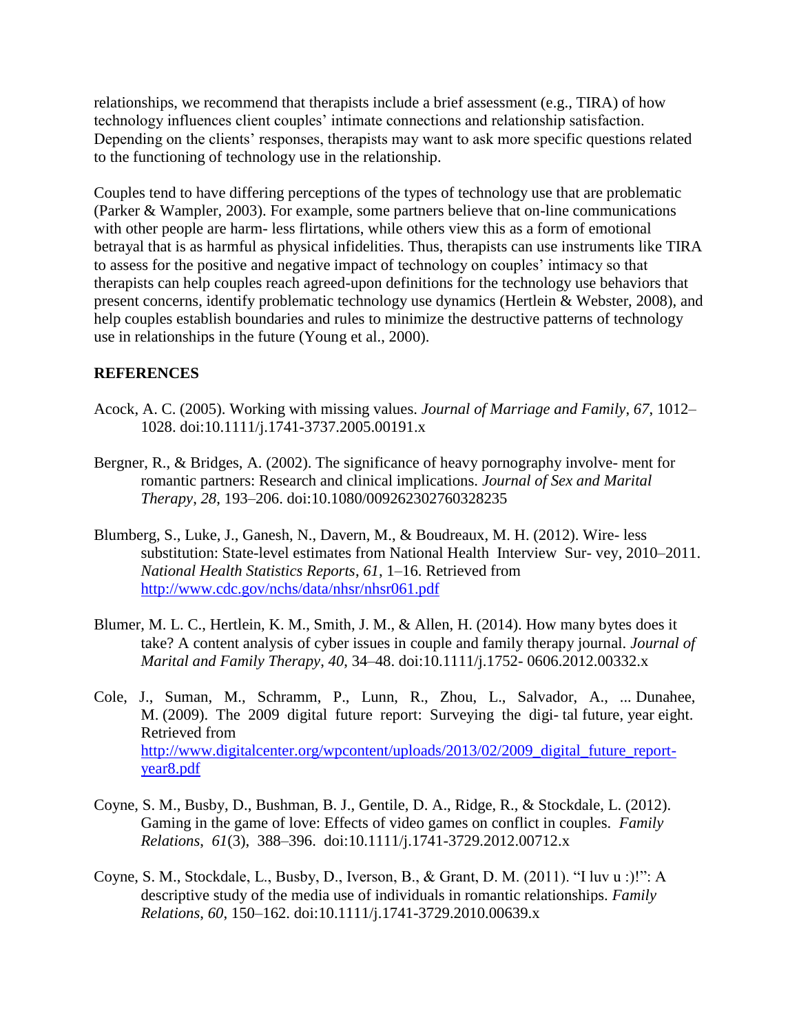relationships, we recommend that therapists include a brief assessment (e.g., TIRA) of how technology influences client couples' intimate connections and relationship satisfaction. Depending on the clients' responses, therapists may want to ask more specific questions related to the functioning of technology use in the relationship.

Couples tend to have differing perceptions of the types of technology use that are problematic (Parker & Wampler, 2003). For example, some partners believe that on-line communications with other people are harm- less flirtations, while others view this as a form of emotional betrayal that is as harmful as physical infidelities. Thus, therapists can use instruments like TIRA to assess for the positive and negative impact of technology on couples' intimacy so that therapists can help couples reach agreed-upon definitions for the technology use behaviors that present concerns, identify problematic technology use dynamics (Hertlein & Webster, 2008), and help couples establish boundaries and rules to minimize the destructive patterns of technology use in relationships in the future (Young et al., 2000).

## REFERENCES

Acock, A. C. (2005). Working with missing values. *Journal of Marriage and Family*, *67*, 1012–1028. doi:10.1111/j.1741-3737.2005.00191.x

Bergner, R., & Bridges, A. (2002). The significance of heavy pornography involve- ment for romantic partners: Research and clinical implications. *Journal of Sex and Marital Therapy*, *28*, 193–206. doi:10.1080/009262302760328235

Blumberg, S., Luke, J., Ganesh, N., Davern, M., & Boudreaux, M. H. (2012). Wire- less substitution: State-level estimates from National Health Interview Sur- vey, 2010–2011. *National Health Statistics Reports*, *61*, 1–16. Retrieved from http://www.cdc.gov/nchs/data/nhsr/nhsr061.pdf

Blumer, M. L. C., Hertlein, K. M., Smith, J. M., & Allen, H. (2014). How many bytes does it take? A content analysis of cyber issues in couple and family therapy journal. *Journal of Marital and Family Therapy*, *40*, 34–48. doi:10.1111/j.1752- 0606.2012.00332.x

Cole, J., Suman, M., Schramm, P., Lunn, R., Zhou, L., Salvador, A., ... Dunahee, M. (2009). The 2009 digital future report: Surveying the digi- tal future, year eight. Retrieved from http://www.digitalcenter.org/wpcontent/uploads/2013/02/2009_digital_future_report-year8.pdf

Coyne, S. M., Busby, D., Bushman, B. J., Gentile, D. A., Ridge, R., & Stockdale, L. (2012). Gaming in the game of love: Effects of video games on conflict in couples. *Family Relations*, *61*(3), 388–396. doi:10.1111/j.1741-3729.2012.00712.x

Coyne, S. M., Stockdale, L., Busby, D., Iverson, B., & Grant, D. M. (2011). "I luv u :)!": A descriptive study of the media use of individuals in romantic relationships. *Family Relations*, *60*, 150–162. doi:10.1111/j.1741-3729.2010.00639.x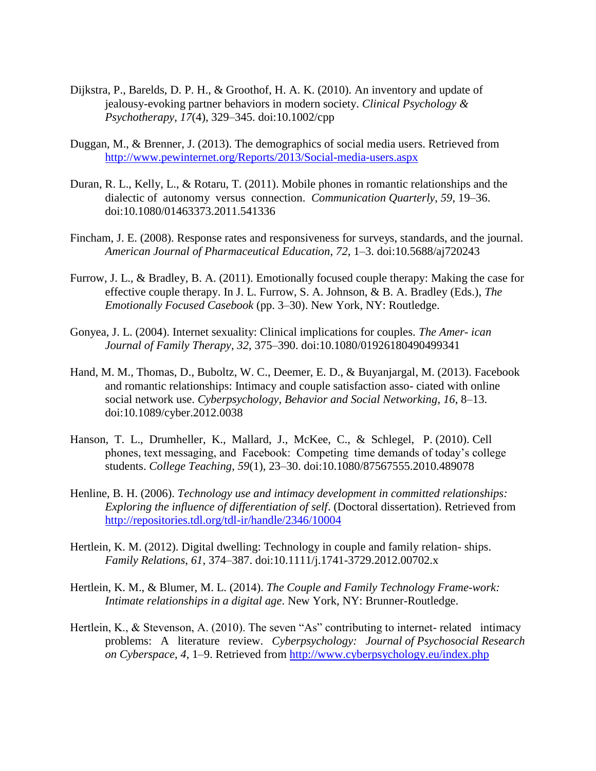Dijkstra, P., Barelds, D. P. H., & Groothof, H. A. K. (2010). An inventory and update of jealousy-evoking partner behaviors in modern society. *Clinical Psychology & Psychotherapy*, *17*(4), 329–345. doi:10.1002/cpp

Duggan, M., & Brenner, J. (2013). The demographics of social media users. Retrieved from http://www.pewinternet.org/Reports/2013/Social-media-users.aspx

Duran, R. L., Kelly, L., & Rotaru, T. (2011). Mobile phones in romantic relationships and the dialectic of autonomy versus connection. *Communication Quarterly*, *59*, 19–36. doi:10.1080/01463373.2011.541336

Fincham, J. E. (2008). Response rates and responsiveness for surveys, standards, and the journal. *American Journal of Pharmaceutical Education*, *72*, 1–3. doi:10.5688/aj720243

Furrow, J. L., & Bradley, B. A. (2011). Emotionally focused couple therapy: Making the case for effective couple therapy. In J. L. Furrow, S. A. Johnson, & B. A. Bradley (Eds.), *The Emotionally Focused Casebook* (pp. 3–30). New York, NY: Routledge.

Gonyea, J. L. (2004). Internet sexuality: Clinical implications for couples. *The Amer- ican Journal of Family Therapy*, *32*, 375–390. doi:10.1080/01926180490499341

Hand, M. M., Thomas, D., Buboltz, W. C., Deemer, E. D., & Buyanjargal, M. (2013). Facebook and romantic relationships: Intimacy and couple satisfaction asso- ciated with online social network use. *Cyberpsychology, Behavior and Social Networking*, *16*, 8–13. doi:10.1089/cyber.2012.0038

Hanson, T. L., Drumheller, K., Mallard, J., McKee, C., & Schlegel, P. (2010). Cell phones, text messaging, and Facebook: Competing time demands of today's college students. *College Teaching*, *59*(1), 23–30. doi:10.1080/87567555.2010.489078

Henline, B. H. (2006). *Technology use and intimacy development in committed relationships: Exploring the influence of differentiation of self*. (Doctoral dissertation). Retrieved from http://repositories.tdl.org/tdl-ir/handle/2346/10004

Hertlein, K. M. (2012). Digital dwelling: Technology in couple and family relation- ships. *Family Relations*, *61*, 374–387. doi:10.1111/j.1741-3729.2012.00702.x

Hertlein, K. M., & Blumer, M. L. (2014). *The Couple and Family Technology Frame-work: Intimate relationships in a digital age*. New York, NY: Brunner-Routledge.

Hertlein, K., & Stevenson, A. (2010). The seven "As" contributing to internet- related intimacy problems: A literature review. *Cyberpsychology: Journal of Psychosocial Research on Cyberspace*, *4*, 1–9. Retrieved from http://www.cyberpsychology.eu/index.php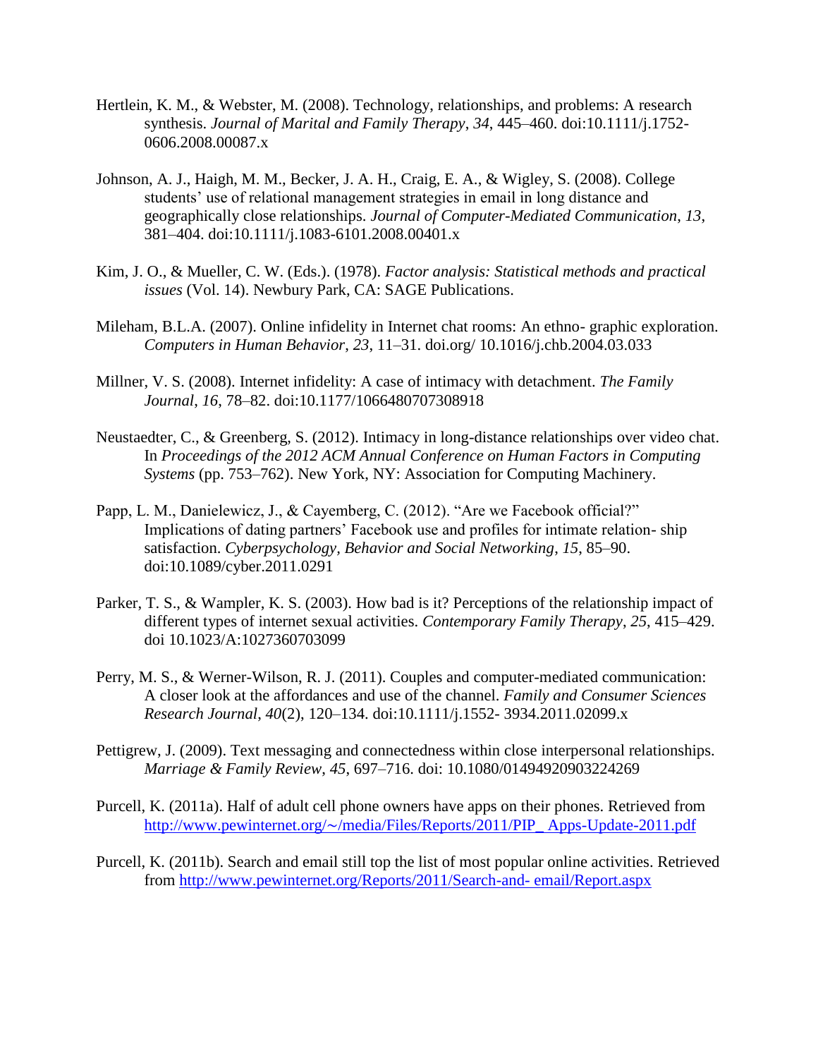Hertlein, K. M., & Webster, M. (2008). Technology, relationships, and problems: A research synthesis. *Journal of Marital and Family Therapy*, *34*, 445–460. doi:10.1111/j.1752-0606.2008.00087.x

Johnson, A. J., Haigh, M. M., Becker, J. A. H., Craig, E. A., & Wigley, S. (2008). College students' use of relational management strategies in email in long distance and geographically close relationships. *Journal of Computer-Mediated Communication*, *13*, 381–404. doi:10.1111/j.1083-6101.2008.00401.x

Kim, J. O., & Mueller, C. W. (Eds.). (1978). *Factor analysis: Statistical methods and practical issues* (Vol. 14). Newbury Park, CA: SAGE Publications.

Mileham, B.L.A. (2007). Online infidelity in Internet chat rooms: An ethno- graphic exploration. *Computers in Human Behavior*, *23*, 11–31. doi.org/ 10.1016/j.chb.2004.03.033

Millner, V. S. (2008). Internet infidelity: A case of intimacy with detachment. *The Family Journal*, *16*, 78–82. doi:10.1177/1066480707308918

Neustaedter, C., & Greenberg, S. (2012). Intimacy in long-distance relationships over video chat. In *Proceedings of the 2012 ACM Annual Conference on Human Factors in Computing Systems* (pp. 753–762). New York, NY: Association for Computing Machinery.

Papp, L. M., Danielewicz, J., & Cayemberg, C. (2012). "Are we Facebook official?" Implications of dating partners' Facebook use and profiles for intimate relation- ship satisfaction. *Cyberpsychology, Behavior and Social Networking*, *15*, 85–90. doi:10.1089/cyber.2011.0291

Parker, T. S., & Wampler, K. S. (2003). How bad is it? Perceptions of the relationship impact of different types of internet sexual activities. *Contemporary Family Therapy*, *25*, 415–429. doi 10.1023/A:1027360703099

Perry, M. S., & Werner-Wilson, R. J. (2011). Couples and computer-mediated communication: A closer look at the affordances and use of the channel. *Family and Consumer Sciences Research Journal*, *40*(2), 120–134. doi:10.1111/j.1552- 3934.2011.02099.x

Pettigrew, J. (2009). Text messaging and connectedness within close interpersonal relationships. *Marriage & Family Review*, *45*, 697–716. doi: 10.1080/01494920903224269

Purcell, K. (2011a). Half of adult cell phone owners have apps on their phones. Retrieved from http://www.pewinternet.org/~/media/Files/Reports/2011/PIP_ Apps-Update-2011.pdf

Purcell, K. (2011b). Search and email still top the list of most popular online activities. Retrieved from http://www.pewinternet.org/Reports/2011/Search-and- email/Report.aspx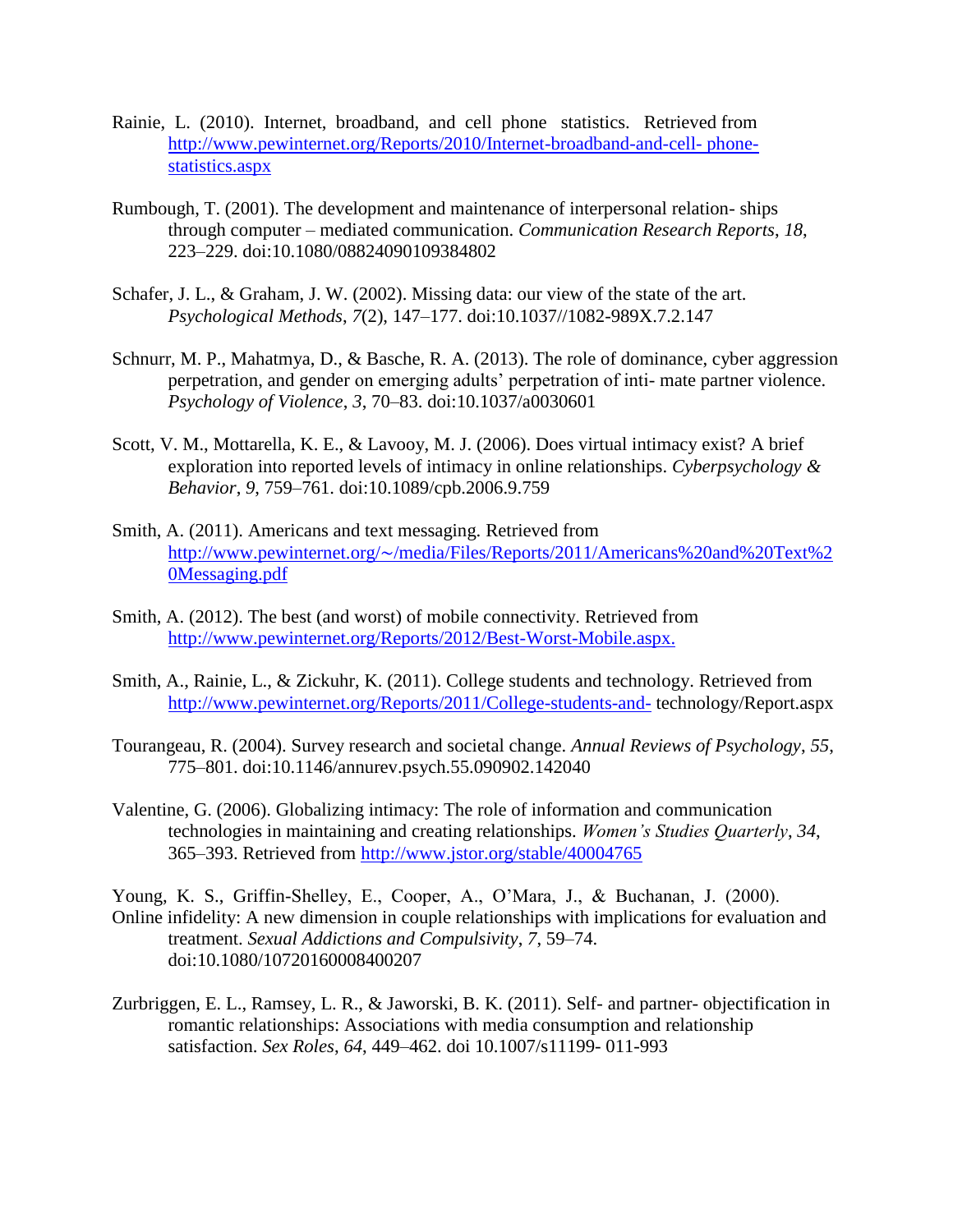Rainie, L. (2010). Internet, broadband, and cell phone statistics. Retrieved from http://www.pewinternet.org/Reports/2010/Internet-broadband-and-cell- phone-statistics.aspx

Rumbough, T. (2001). The development and maintenance of interpersonal relation- ships through computer – mediated communication. *Communication Research Reports*, *18*, 223–229. doi:10.1080/08824090109384802

Schafer, J. L., & Graham, J. W. (2002). Missing data: our view of the state of the art. *Psychological Methods*, *7*(2), 147–177. doi:10.1037//1082-989X.7.2.147

Schnurr, M. P., Mahatmya, D., & Basche, R. A. (2013). The role of dominance, cyber aggression perpetration, and gender on emerging adults' perpetration of inti- mate partner violence. *Psychology of Violence*, *3*, 70–83. doi:10.1037/a0030601

Scott, V. M., Mottarella, K. E., & Lavooy, M. J. (2006). Does virtual intimacy exist? A brief exploration into reported levels of intimacy in online relationships. *Cyberpsychology & Behavior*, *9*, 759–761. doi:10.1089/cpb.2006.9.759

Smith, A. (2011). Americans and text messaging. Retrieved from http://www.pewinternet.org/~/media/Files/Reports/2011/Americans%20and%20Text%20Messaging.pdf

Smith, A. (2012). The best (and worst) of mobile connectivity. Retrieved from http://www.pewinternet.org/Reports/2012/Best-Worst-Mobile.aspx.

Smith, A., Rainie, L., & Zickuhr, K. (2011). College students and technology. Retrieved from http://www.pewinternet.org/Reports/2011/College-students-and- technology/Report.aspx

Tourangeau, R. (2004). Survey research and societal change. *Annual Reviews of Psychology*, *55*, 775–801. doi:10.1146/annurev.psych.55.090902.142040

Valentine, G. (2006). Globalizing intimacy: The role of information and communication technologies in maintaining and creating relationships. *Women's Studies Quarterly*, *34*, 365–393. Retrieved from http://www.jstor.org/stable/40004765

Young, K. S., Griffin-Shelley, E., Cooper, A., O'Mara, J., & Buchanan, J. (2000). Online infidelity: A new dimension in couple relationships with implications for evaluation and treatment. *Sexual Addictions and Compulsivity*, *7*, 59–74. doi:10.1080/10720160008400207

Zurbriggen, E. L., Ramsey, L. R., & Jaworski, B. K. (2011). Self- and partner- objectification in romantic relationships: Associations with media consumption and relationship satisfaction. *Sex Roles*, *64*, 449–462. doi 10.1007/s11199- 011-993